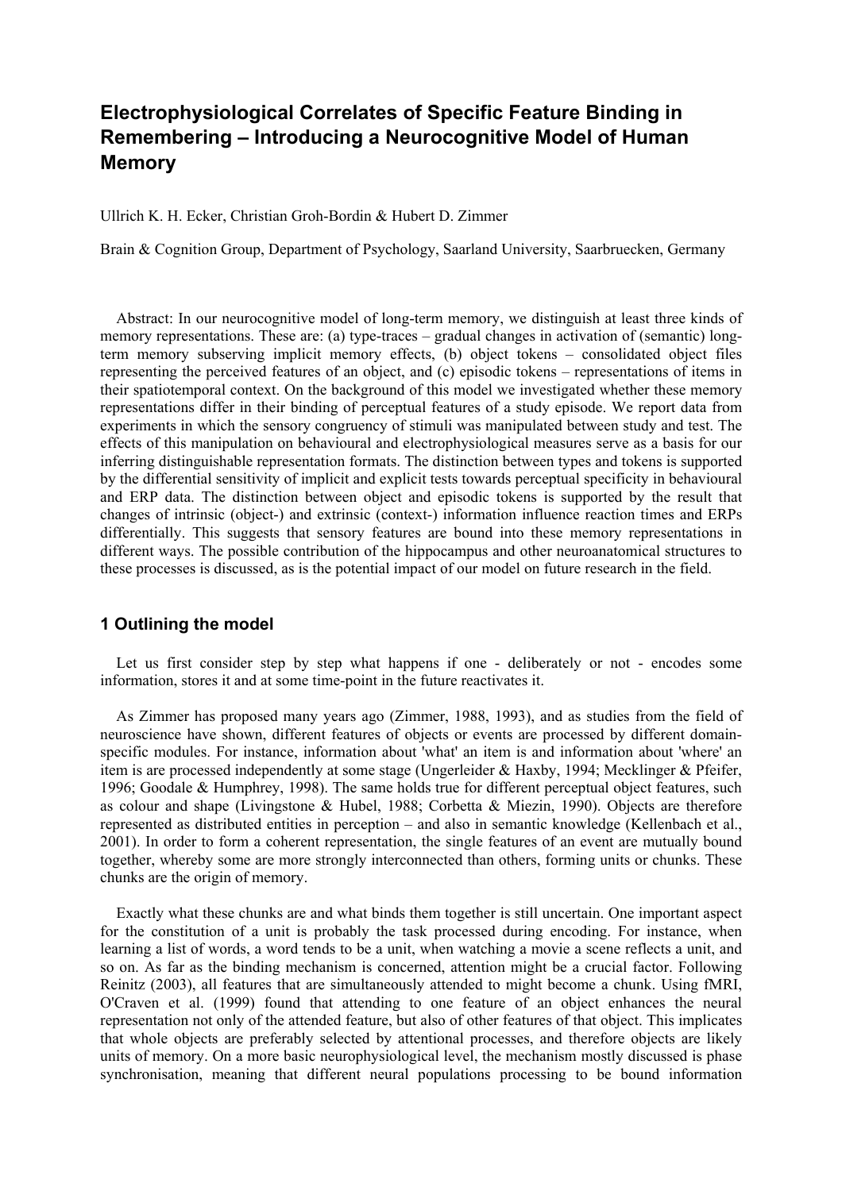# Electrophysiological Correlates of Specific Feature Binding in Remembering – Introducing a Neurocognitive Model of Human Memory

Ullrich K. H. Ecker, Christian Groh-Bordin & Hubert D. Zimmer

Brain & Cognition Group, Department of Psychology, Saarland University, Saarbruecken, Germany

Abstract: In our neurocognitive model of long-term memory, we distinguish at least three kinds of memory representations. These are: (a) type-traces – gradual changes in activation of (semantic) long-term memory subserving implicit memory effects, (b) object tokens – consolidated object files representing the perceived features of an object, and (c) episodic tokens – representations of items in their spatiotemporal context. On the background of this model we investigated whether these memory representations differ in their binding of perceptual features of a study episode. We report data from experiments in which the sensory congruency of stimuli was manipulated between study and test. The effects of this manipulation on behavioural and electrophysiological measures serve as a basis for our inferring distinguishable representation formats. The distinction between types and tokens is supported by the differential sensitivity of implicit and explicit tests towards perceptual specificity in behavioural and ERP data. The distinction between object and episodic tokens is supported by the result that changes of intrinsic (object-) and extrinsic (context-) information influence reaction times and ERPs differentially. This suggests that sensory features are bound into these memory representations in different ways. The possible contribution of the hippocampus and other neuroanatomical structures to these processes is discussed, as is the potential impact of our model on future research in the field.

## 1 Outlining the model

Let us first consider step by step what happens if one - deliberately or not - encodes some information, stores it and at some time-point in the future reactivates it.

As Zimmer has proposed many years ago (Zimmer, 1988, 1993), and as studies from the field of neuroscience have shown, different features of objects or events are processed by different domain-specific modules. For instance, information about 'what' an item is and information about 'where' an item is are processed independently at some stage (Ungerleider & Haxby, 1994; Mecklinger & Pfeifer, 1996; Goodale & Humphrey, 1998). The same holds true for different perceptual object features, such as colour and shape (Livingstone & Hubel, 1988; Corbetta & Miezin, 1990). Objects are therefore represented as distributed entities in perception – and also in semantic knowledge (Kellenbach et al., 2001). In order to form a coherent representation, the single features of an event are mutually bound together, whereby some are more strongly interconnected than others, forming units or chunks. These chunks are the origin of memory.

Exactly what these chunks are and what binds them together is still uncertain. One important aspect for the constitution of a unit is probably the task processed during encoding. For instance, when learning a list of words, a word tends to be a unit, when watching a movie a scene reflects a unit, and so on. As far as the binding mechanism is concerned, attention might be a crucial factor. Following Reinitz (2003), all features that are simultaneously attended to might become a chunk. Using fMRI, O'Craven et al. (1999) found that attending to one feature of an object enhances the neural representation not only of the attended feature, but also of other features of that object. This implicates that whole objects are preferably selected by attentional processes, and therefore objects are likely units of memory. On a more basic neurophysiological level, the mechanism mostly discussed is phase synchronisation, meaning that different neural populations processing to be bound information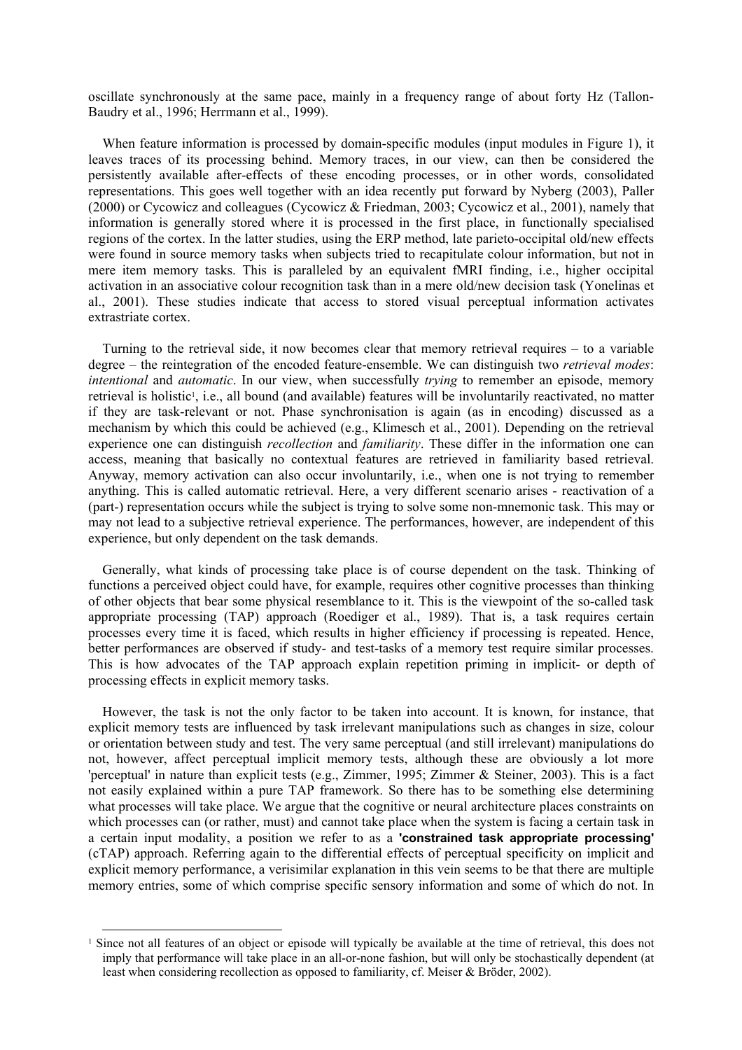oscillate synchronously at the same pace, mainly in a frequency range of about forty Hz (Tallon-Baudry et al., 1996; Herrmann et al., 1999).

When feature information is processed by domain-specific modules (input modules in Figure 1), it leaves traces of its processing behind. Memory traces, in our view, can then be considered the persistently available after-effects of these encoding processes, or in other words, consolidated representations. This goes well together with an idea recently put forward by Nyberg (2003), Paller (2000) or Cycowicz and colleagues (Cycowicz & Friedman, 2003; Cycowicz et al., 2001), namely that information is generally stored where it is processed in the first place, in functionally specialised regions of the cortex. In the latter studies, using the ERP method, late parieto-occipital old/new effects were found in source memory tasks when subjects tried to recapitulate colour information, but not in mere item memory tasks. This is paralleled by an equivalent fMRI finding, i.e., higher occipital activation in an associative colour recognition task than in a mere old/new decision task (Yonelinas et al., 2001). These studies indicate that access to stored visual perceptual information activates extrastriate cortex.

Turning to the retrieval side, it now becomes clear that memory retrieval requires – to a variable degree – the reintegration of the encoded feature-ensemble. We can distinguish two *retrieval modes*: *intentional* and *automatic*. In our view, when successfully *trying* to remember an episode, memory retrieval is holistic[1], i.e., all bound (and available) features will be involuntarily reactivated, no matter if they are task-relevant or not. Phase synchronisation is again (as in encoding) discussed as a mechanism by which this could be achieved (e.g., Klimesch et al., 2001). Depending on the retrieval experience one can distinguish *recollection* and *familiarity*. These differ in the information one can access, meaning that basically no contextual features are retrieved in familiarity based retrieval. Anyway, memory activation can also occur involuntarily, i.e., when one is not trying to remember anything. This is called automatic retrieval. Here, a very different scenario arises - reactivation of a (part-) representation occurs while the subject is trying to solve some non-mnemonic task. This may or may not lead to a subjective retrieval experience. The performances, however, are independent of this experience, but only dependent on the task demands.

Generally, what kinds of processing take place is of course dependent on the task. Thinking of functions a perceived object could have, for example, requires other cognitive processes than thinking of other objects that bear some physical resemblance to it. This is the viewpoint of the so-called task appropriate processing (TAP) approach (Roediger et al., 1989). That is, a task requires certain processes every time it is faced, which results in higher efficiency if processing is repeated. Hence, better performances are observed if study- and test-tasks of a memory test require similar processes. This is how advocates of the TAP approach explain repetition priming in implicit- or depth of processing effects in explicit memory tasks.

However, the task is not the only factor to be taken into account. It is known, for instance, that explicit memory tests are influenced by task irrelevant manipulations such as changes in size, colour or orientation between study and test. The very same perceptual (and still irrelevant) manipulations do not, however, affect perceptual implicit memory tests, although these are obviously a lot more 'perceptual' in nature than explicit tests (e.g., Zimmer, 1995; Zimmer & Steiner, 2003). This is a fact not easily explained within a pure TAP framework. So there has to be something else determining what processes will take place. We argue that the cognitive or neural architecture places constraints on which processes can (or rather, must) and cannot take place when the system is facing a certain task in a certain input modality, a position we refer to as a **'constrained task appropriate processing'** (cTAP) approach. Referring again to the differential effects of perceptual specificity on implicit and explicit memory performance, a verisimilar explanation in this vein seems to be that there are multiple memory entries, some of which comprise specific sensory information and some of which do not. In

[1] Since not all features of an object or episode will typically be available at the time of retrieval, this does not imply that performance will take place in an all-or-none fashion, but will only be stochastically dependent (at least when considering recollection as opposed to familiarity, cf. Meiser & Bröder, 2002).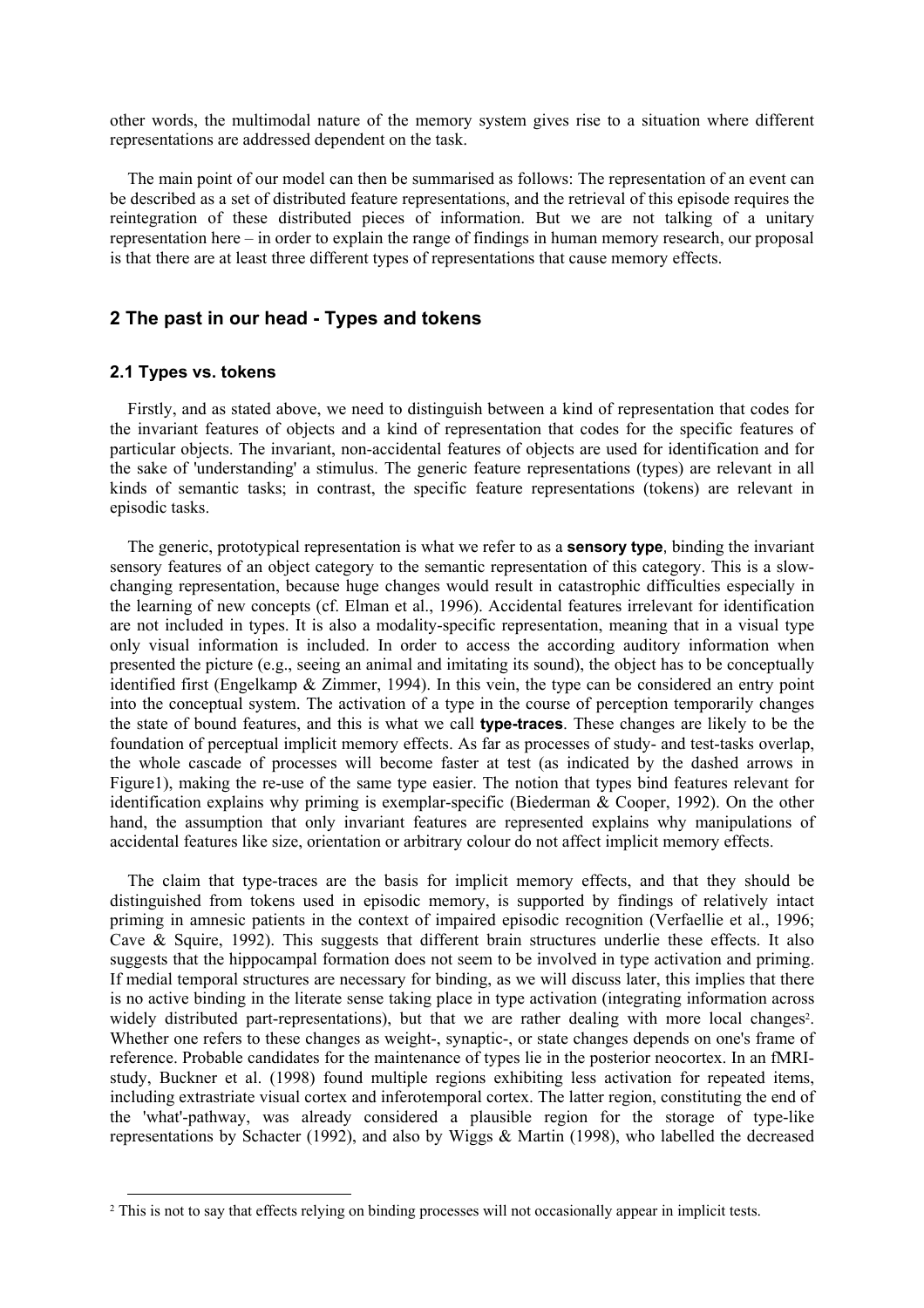other words, the multimodal nature of the memory system gives rise to a situation where different representations are addressed dependent on the task.

The main point of our model can then be summarised as follows: The representation of an event can be described as a set of distributed feature representations, and the retrieval of this episode requires the reintegration of these distributed pieces of information. But we are not talking of a unitary representation here – in order to explain the range of findings in human memory research, our proposal is that there are at least three different types of representations that cause memory effects.

## 2 The past in our head - Types and tokens

### 2.1 Types vs. tokens

Firstly, and as stated above, we need to distinguish between a kind of representation that codes for the invariant features of objects and a kind of representation that codes for the specific features of particular objects. The invariant, non-accidental features of objects are used for identification and for the sake of 'understanding' a stimulus. The generic feature representations (types) are relevant in all kinds of semantic tasks; in contrast, the specific feature representations (tokens) are relevant in episodic tasks.

The generic, prototypical representation is what we refer to as a **sensory type**, binding the invariant sensory features of an object category to the semantic representation of this category. This is a slow-changing representation, because huge changes would result in catastrophic difficulties especially in the learning of new concepts (cf. Elman et al., 1996). Accidental features irrelevant for identification are not included in types. It is also a modality-specific representation, meaning that in a visual type only visual information is included. In order to access the according auditory information when presented the picture (e.g., seeing an animal and imitating its sound), the object has to be conceptually identified first (Engelkamp & Zimmer, 1994). In this vein, the type can be considered an entry point into the conceptual system. The activation of a type in the course of perception temporarily changes the state of bound features, and this is what we call **type-traces**. These changes are likely to be the foundation of perceptual implicit memory effects. As far as processes of study- and test-tasks overlap, the whole cascade of processes will become faster at test (as indicated by the dashed arrows in Figure1), making the re-use of the same type easier. The notion that types bind features relevant for identification explains why priming is exemplar-specific (Biederman & Cooper, 1992). On the other hand, the assumption that only invariant features are represented explains why manipulations of accidental features like size, orientation or arbitrary colour do not affect implicit memory effects.

The claim that type-traces are the basis for implicit memory effects, and that they should be distinguished from tokens used in episodic memory, is supported by findings of relatively intact priming in amnesic patients in the context of impaired episodic recognition (Verfaellie et al., 1996; Cave & Squire, 1992). This suggests that different brain structures underlie these effects. It also suggests that the hippocampal formation does not seem to be involved in type activation and priming. If medial temporal structures are necessary for binding, as we will discuss later, this implies that there is no active binding in the literate sense taking place in type activation (integrating information across widely distributed part-representations), but that we are rather dealing with more local changes[2]. Whether one refers to these changes as weight-, synaptic-, or state changes depends on one's frame of reference. Probable candidates for the maintenance of types lie in the posterior neocortex. In an fMRI-study, Buckner et al. (1998) found multiple regions exhibiting less activation for repeated items, including extrastriate visual cortex and inferotemporal cortex. The latter region, constituting the end of the 'what'-pathway, was already considered a plausible region for the storage of type-like representations by Schacter (1992), and also by Wiggs & Martin (1998), who labelled the decreased

[2] This is not to say that effects relying on binding processes will not occasionally appear in implicit tests.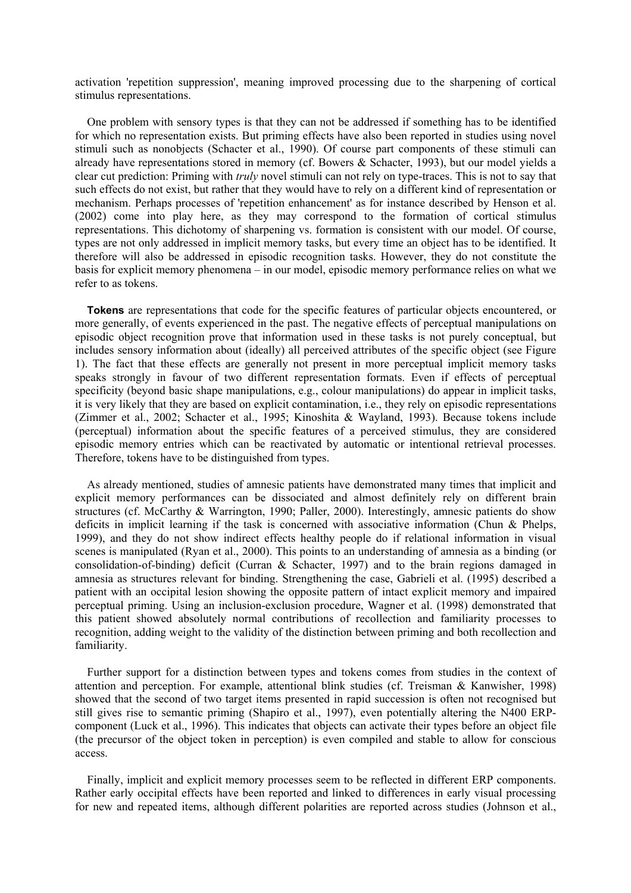activation 'repetition suppression', meaning improved processing due to the sharpening of cortical stimulus representations.

One problem with sensory types is that they can not be addressed if something has to be identified for which no representation exists. But priming effects have also been reported in studies using novel stimuli such as nonobjects (Schacter et al., 1990). Of course part components of these stimuli can already have representations stored in memory (cf. Bowers & Schacter, 1993), but our model yields a clear cut prediction: Priming with *truly* novel stimuli can not rely on type-traces. This is not to say that such effects do not exist, but rather that they would have to rely on a different kind of representation or mechanism. Perhaps processes of 'repetition enhancement' as for instance described by Henson et al. (2002) come into play here, as they may correspond to the formation of cortical stimulus representations. This dichotomy of sharpening vs. formation is consistent with our model. Of course, types are not only addressed in implicit memory tasks, but every time an object has to be identified. It therefore will also be addressed in episodic recognition tasks. However, they do not constitute the basis for explicit memory phenomena – in our model, episodic memory performance relies on what we refer to as tokens.

**Tokens** are representations that code for the specific features of particular objects encountered, or more generally, of events experienced in the past. The negative effects of perceptual manipulations on episodic object recognition prove that information used in these tasks is not purely conceptual, but includes sensory information about (ideally) all perceived attributes of the specific object (see Figure 1). The fact that these effects are generally not present in more perceptual implicit memory tasks speaks strongly in favour of two different representation formats. Even if effects of perceptual specificity (beyond basic shape manipulations, e.g., colour manipulations) do appear in implicit tasks, it is very likely that they are based on explicit contamination, i.e., they rely on episodic representations (Zimmer et al., 2002; Schacter et al., 1995; Kinoshita & Wayland, 1993). Because tokens include (perceptual) information about the specific features of a perceived stimulus, they are considered episodic memory entries which can be reactivated by automatic or intentional retrieval processes. Therefore, tokens have to be distinguished from types.

As already mentioned, studies of amnesic patients have demonstrated many times that implicit and explicit memory performances can be dissociated and almost definitely rely on different brain structures (cf. McCarthy & Warrington, 1990; Paller, 2000). Interestingly, amnesic patients do show deficits in implicit learning if the task is concerned with associative information (Chun & Phelps, 1999), and they do not show indirect effects healthy people do if relational information in visual scenes is manipulated (Ryan et al., 2000). This points to an understanding of amnesia as a binding (or consolidation-of-binding) deficit (Curran & Schacter, 1997) and to the brain regions damaged in amnesia as structures relevant for binding. Strengthening the case, Gabrieli et al. (1995) described a patient with an occipital lesion showing the opposite pattern of intact explicit memory and impaired perceptual priming. Using an inclusion-exclusion procedure, Wagner et al. (1998) demonstrated that this patient showed absolutely normal contributions of recollection and familiarity processes to recognition, adding weight to the validity of the distinction between priming and both recollection and familiarity.

Further support for a distinction between types and tokens comes from studies in the context of attention and perception. For example, attentional blink studies (cf. Treisman & Kanwisher, 1998) showed that the second of two target items presented in rapid succession is often not recognised but still gives rise to semantic priming (Shapiro et al., 1997), even potentially altering the N400 ERP-component (Luck et al., 1996). This indicates that objects can activate their types before an object file (the precursor of the object token in perception) is even compiled and stable to allow for conscious access.

Finally, implicit and explicit memory processes seem to be reflected in different ERP components. Rather early occipital effects have been reported and linked to differences in early visual processing for new and repeated items, although different polarities are reported across studies (Johnson et al.,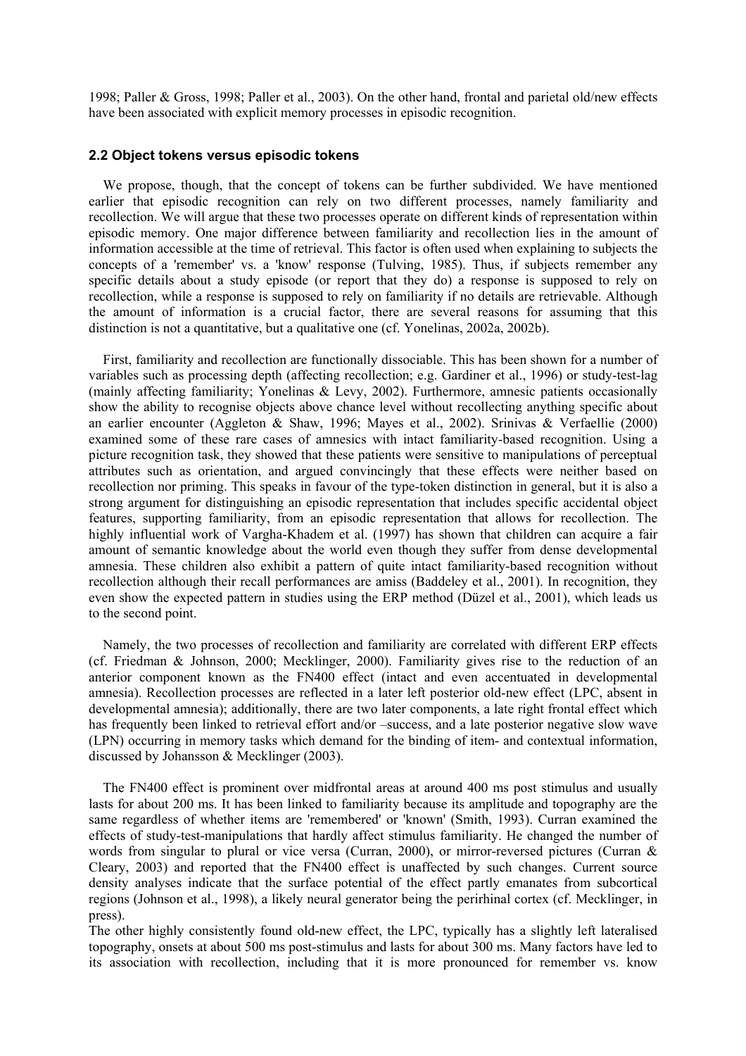1998; Paller & Gross, 1998; Paller et al., 2003). On the other hand, frontal and parietal old/new effects have been associated with explicit memory processes in episodic recognition.

### 2.2 Object tokens versus episodic tokens

We propose, though, that the concept of tokens can be further subdivided. We have mentioned earlier that episodic recognition can rely on two different processes, namely familiarity and recollection. We will argue that these two processes operate on different kinds of representation within episodic memory. One major difference between familiarity and recollection lies in the amount of information accessible at the time of retrieval. This factor is often used when explaining to subjects the concepts of a 'remember' vs. a 'know' response (Tulving, 1985). Thus, if subjects remember any specific details about a study episode (or report that they do) a response is supposed to rely on recollection, while a response is supposed to rely on familiarity if no details are retrievable. Although the amount of information is a crucial factor, there are several reasons for assuming that this distinction is not a quantitative, but a qualitative one (cf. Yonelinas, 2002a, 2002b).

First, familiarity and recollection are functionally dissociable. This has been shown for a number of variables such as processing depth (affecting recollection; e.g. Gardiner et al., 1996) or study-test-lag (mainly affecting familiarity; Yonelinas & Levy, 2002). Furthermore, amnesic patients occasionally show the ability to recognise objects above chance level without recollecting anything specific about an earlier encounter (Aggleton & Shaw, 1996; Mayes et al., 2002). Srinivas & Verfaellie (2000) examined some of these rare cases of amnesics with intact familiarity-based recognition. Using a picture recognition task, they showed that these patients were sensitive to manipulations of perceptual attributes such as orientation, and argued convincingly that these effects were neither based on recollection nor priming. This speaks in favour of the type-token distinction in general, but it is also a strong argument for distinguishing an episodic representation that includes specific accidental object features, supporting familiarity, from an episodic representation that allows for recollection. The highly influential work of Vargha-Khadem et al. (1997) has shown that children can acquire a fair amount of semantic knowledge about the world even though they suffer from dense developmental amnesia. These children also exhibit a pattern of quite intact familiarity-based recognition without recollection although their recall performances are amiss (Baddeley et al., 2001). In recognition, they even show the expected pattern in studies using the ERP method (Düzel et al., 2001), which leads us to the second point.

Namely, the two processes of recollection and familiarity are correlated with different ERP effects (cf. Friedman & Johnson, 2000; Mecklinger, 2000). Familiarity gives rise to the reduction of an anterior component known as the FN400 effect (intact and even accentuated in developmental amnesia). Recollection processes are reflected in a later left posterior old-new effect (LPC, absent in developmental amnesia); additionally, there are two later components, a late right frontal effect which has frequently been linked to retrieval effort and/or –success, and a late posterior negative slow wave (LPN) occurring in memory tasks which demand for the binding of item- and contextual information, discussed by Johansson & Mecklinger (2003).

The FN400 effect is prominent over midfrontal areas at around 400 ms post stimulus and usually lasts for about 200 ms. It has been linked to familiarity because its amplitude and topography are the same regardless of whether items are 'remembered' or 'known' (Smith, 1993). Curran examined the effects of study-test-manipulations that hardly affect stimulus familiarity. He changed the number of words from singular to plural or vice versa (Curran, 2000), or mirror-reversed pictures (Curran & Cleary, 2003) and reported that the FN400 effect is unaffected by such changes. Current source density analyses indicate that the surface potential of the effect partly emanates from subcortical regions (Johnson et al., 1998), a likely neural generator being the perirhinal cortex (cf. Mecklinger, in press).

The other highly consistently found old-new effect, the LPC, typically has a slightly left lateralised topography, onsets at about 500 ms post-stimulus and lasts for about 300 ms. Many factors have led to its association with recollection, including that it is more pronounced for remember vs. know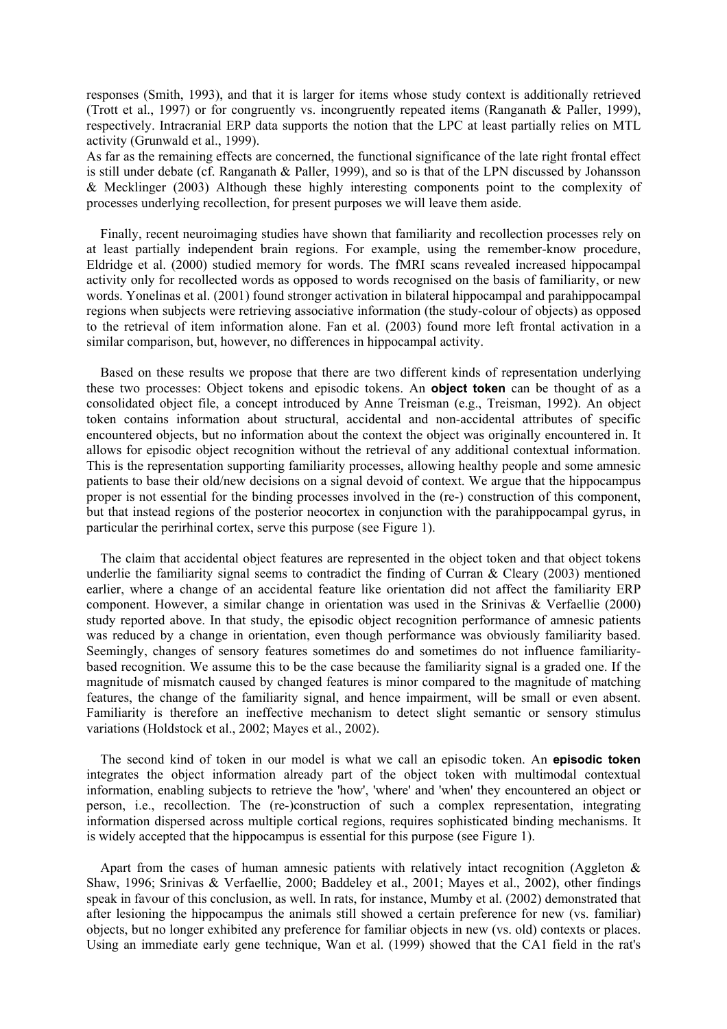responses (Smith, 1993), and that it is larger for items whose study context is additionally retrieved (Trott et al., 1997) or for congruently vs. incongruently repeated items (Ranganath & Paller, 1999), respectively. Intracranial ERP data supports the notion that the LPC at least partially relies on MTL activity (Grunwald et al., 1999).

As far as the remaining effects are concerned, the functional significance of the late right frontal effect is still under debate (cf. Ranganath & Paller, 1999), and so is that of the LPN discussed by Johansson & Mecklinger (2003) Although these highly interesting components point to the complexity of processes underlying recollection, for present purposes we will leave them aside.

Finally, recent neuroimaging studies have shown that familiarity and recollection processes rely on at least partially independent brain regions. For example, using the remember-know procedure, Eldridge et al. (2000) studied memory for words. The fMRI scans revealed increased hippocampal activity only for recollected words as opposed to words recognised on the basis of familiarity, or new words. Yonelinas et al. (2001) found stronger activation in bilateral hippocampal and parahippocampal regions when subjects were retrieving associative information (the study-colour of objects) as opposed to the retrieval of item information alone. Fan et al. (2003) found more left frontal activation in a similar comparison, but, however, no differences in hippocampal activity.

Based on these results we propose that there are two different kinds of representation underlying these two processes: Object tokens and episodic tokens. An **object token** can be thought of as a consolidated object file, a concept introduced by Anne Treisman (e.g., Treisman, 1992). An object token contains information about structural, accidental and non-accidental attributes of specific encountered objects, but no information about the context the object was originally encountered in. It allows for episodic object recognition without the retrieval of any additional contextual information. This is the representation supporting familiarity processes, allowing healthy people and some amnesic patients to base their old/new decisions on a signal devoid of context. We argue that the hippocampus proper is not essential for the binding processes involved in the (re-) construction of this component, but that instead regions of the posterior neocortex in conjunction with the parahippocampal gyrus, in particular the perirhinal cortex, serve this purpose (see Figure 1).

The claim that accidental object features are represented in the object token and that object tokens underlie the familiarity signal seems to contradict the finding of Curran & Cleary (2003) mentioned earlier, where a change of an accidental feature like orientation did not affect the familiarity ERP component. However, a similar change in orientation was used in the Srinivas & Verfaellie (2000) study reported above. In that study, the episodic object recognition performance of amnesic patients was reduced by a change in orientation, even though performance was obviously familiarity based. Seemingly, changes of sensory features sometimes do and sometimes do not influence familiarity-based recognition. We assume this to be the case because the familiarity signal is a graded one. If the magnitude of mismatch caused by changed features is minor compared to the magnitude of matching features, the change of the familiarity signal, and hence impairment, will be small or even absent. Familiarity is therefore an ineffective mechanism to detect slight semantic or sensory stimulus variations (Holdstock et al., 2002; Mayes et al., 2002).

The second kind of token in our model is what we call an episodic token. An **episodic token** integrates the object information already part of the object token with multimodal contextual information, enabling subjects to retrieve the 'how', 'where' and 'when' they encountered an object or person, i.e., recollection. The (re-)construction of such a complex representation, integrating information dispersed across multiple cortical regions, requires sophisticated binding mechanisms. It is widely accepted that the hippocampus is essential for this purpose (see Figure 1).

Apart from the cases of human amnesic patients with relatively intact recognition (Aggleton & Shaw, 1996; Srinivas & Verfaellie, 2000; Baddeley et al., 2001; Mayes et al., 2002), other findings speak in favour of this conclusion, as well. In rats, for instance, Mumby et al. (2002) demonstrated that after lesioning the hippocampus the animals still showed a certain preference for new (vs. familiar) objects, but no longer exhibited any preference for familiar objects in new (vs. old) contexts or places. Using an immediate early gene technique, Wan et al. (1999) showed that the CA1 field in the rat's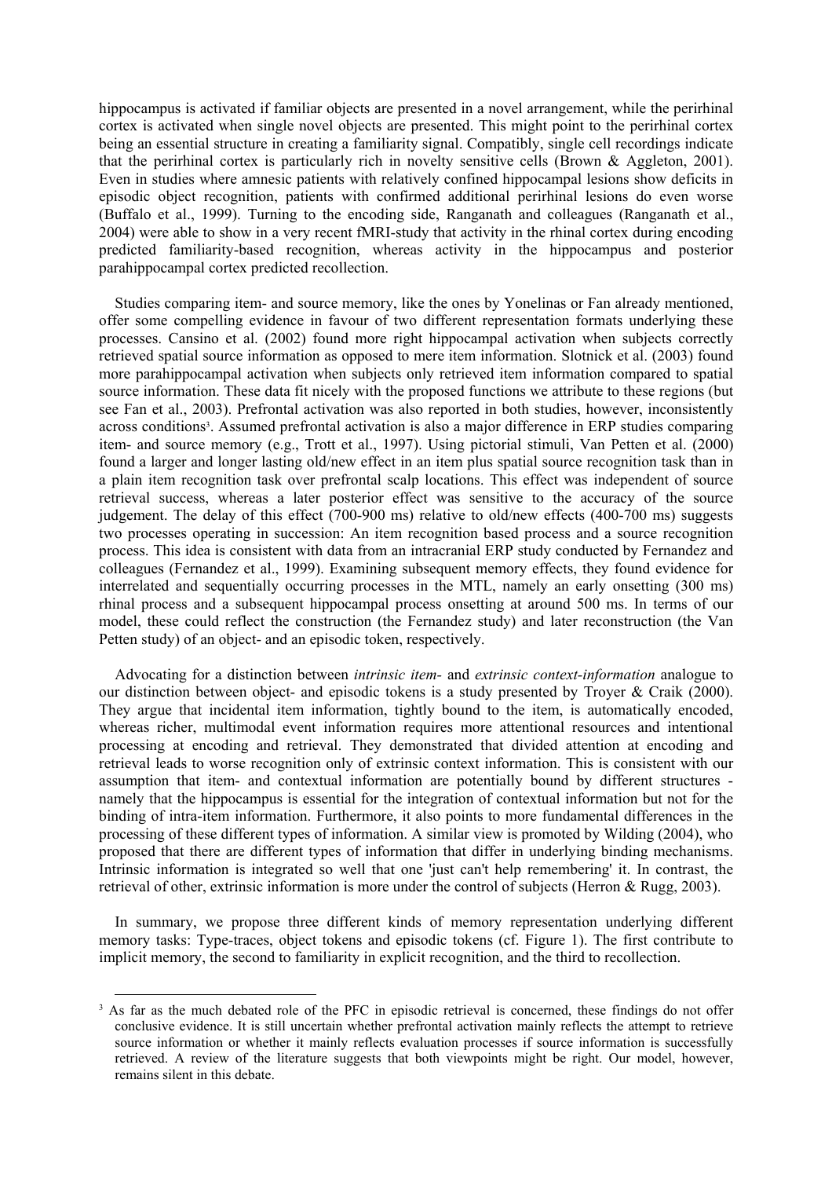hippocampus is activated if familiar objects are presented in a novel arrangement, while the perirhinal cortex is activated when single novel objects are presented. This might point to the perirhinal cortex being an essential structure in creating a familiarity signal. Compatibly, single cell recordings indicate that the perirhinal cortex is particularly rich in novelty sensitive cells (Brown & Aggleton, 2001). Even in studies where amnesic patients with relatively confined hippocampal lesions show deficits in episodic object recognition, patients with confirmed additional perirhinal lesions do even worse (Buffalo et al., 1999). Turning to the encoding side, Ranganath and colleagues (Ranganath et al., 2004) were able to show in a very recent fMRI-study that activity in the rhinal cortex during encoding predicted familiarity-based recognition, whereas activity in the hippocampus and posterior parahippocampal cortex predicted recollection.

Studies comparing item- and source memory, like the ones by Yonelinas or Fan already mentioned, offer some compelling evidence in favour of two different representation formats underlying these processes. Cansino et al. (2002) found more right hippocampal activation when subjects correctly retrieved spatial source information as opposed to mere item information. Slotnick et al. (2003) found more parahippocampal activation when subjects only retrieved item information compared to spatial source information. These data fit nicely with the proposed functions we attribute to these regions (but see Fan et al., 2003). Prefrontal activation was also reported in both studies, however, inconsistently across conditions[3]. Assumed prefrontal activation is also a major difference in ERP studies comparing item- and source memory (e.g., Trott et al., 1997). Using pictorial stimuli, Van Petten et al. (2000) found a larger and longer lasting old/new effect in an item plus spatial source recognition task than in a plain item recognition task over prefrontal scalp locations. This effect was independent of source retrieval success, whereas a later posterior effect was sensitive to the accuracy of the source judgement. The delay of this effect (700-900 ms) relative to old/new effects (400-700 ms) suggests two processes operating in succession: An item recognition based process and a source recognition process. This idea is consistent with data from an intracranial ERP study conducted by Fernandez and colleagues (Fernandez et al., 1999). Examining subsequent memory effects, they found evidence for interrelated and sequentially occurring processes in the MTL, namely an early onsetting (300 ms) rhinal process and a subsequent hippocampal process onsetting at around 500 ms. In terms of our model, these could reflect the construction (the Fernandez study) and later reconstruction (the Van Petten study) of an object- and an episodic token, respectively.

Advocating for a distinction between *intrinsic item-* and *extrinsic context-information* analogue to our distinction between object- and episodic tokens is a study presented by Troyer & Craik (2000). They argue that incidental item information, tightly bound to the item, is automatically encoded, whereas richer, multimodal event information requires more attentional resources and intentional processing at encoding and retrieval. They demonstrated that divided attention at encoding and retrieval leads to worse recognition only of extrinsic context information. This is consistent with our assumption that item- and contextual information are potentially bound by different structures - namely that the hippocampus is essential for the integration of contextual information but not for the binding of intra-item information. Furthermore, it also points to more fundamental differences in the processing of these different types of information. A similar view is promoted by Wilding (2004), who proposed that there are different types of information that differ in underlying binding mechanisms. Intrinsic information is integrated so well that one 'just can't help remembering' it. In contrast, the retrieval of other, extrinsic information is more under the control of subjects (Herron & Rugg, 2003).

In summary, we propose three different kinds of memory representation underlying different memory tasks: Type-traces, object tokens and episodic tokens (cf. Figure 1). The first contribute to implicit memory, the second to familiarity in explicit recognition, and the third to recollection.

---

[3] As far as the much debated role of the PFC in episodic retrieval is concerned, these findings do not offer conclusive evidence. It is still uncertain whether prefrontal activation mainly reflects the attempt to retrieve source information or whether it mainly reflects evaluation processes if source information is successfully retrieved. A review of the literature suggests that both viewpoints might be right. Our model, however, remains silent in this debate.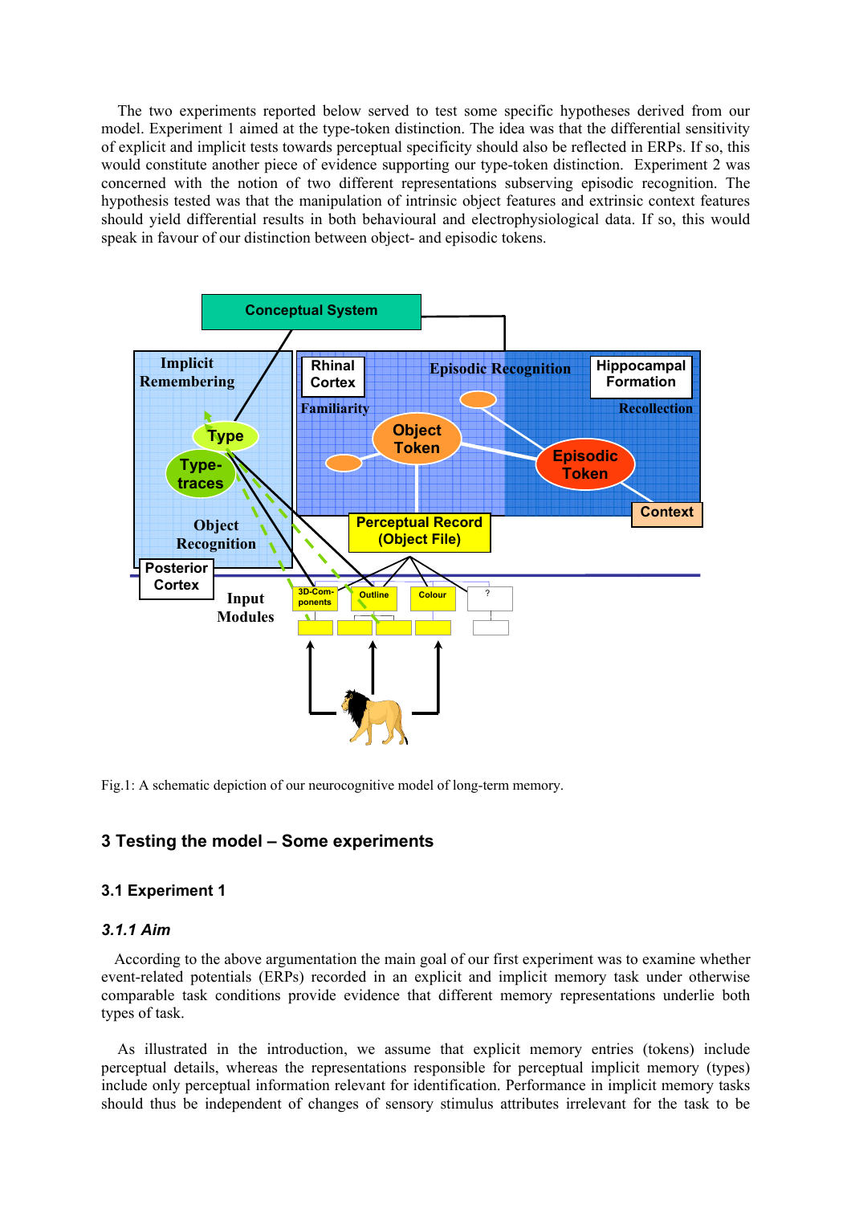The two experiments reported below served to test some specific hypotheses derived from our model. Experiment 1 aimed at the type-token distinction. The idea was that the differential sensitivity of explicit and implicit tests towards perceptual specificity should also be reflected in ERPs. If so, this would constitute another piece of evidence supporting our type-token distinction. Experiment 2 was concerned with the notion of two different representations subserving episodic recognition. The hypothesis tested was that the manipulation of intrinsic object features and extrinsic context features should yield differential results in both behavioural and electrophysiological data. If so, this would speak in favour of our distinction between object- and episodic tokens.

Fig.1: A schematic depiction of our neurocognitive model of long-term memory.

## 3 Testing the model – Some experiments

### 3.1 Experiment 1

#### *3.1.1 Aim*

According to the above argumentation the main goal of our first experiment was to examine whether event-related potentials (ERPs) recorded in an explicit and implicit memory task under otherwise comparable task conditions provide evidence that different memory representations underlie both types of task.

As illustrated in the introduction, we assume that explicit memory entries (tokens) include perceptual details, whereas the representations responsible for perceptual implicit memory (types) include only perceptual information relevant for identification. Performance in implicit memory tasks should thus be independent of changes of sensory stimulus attributes irrelevant for the task to be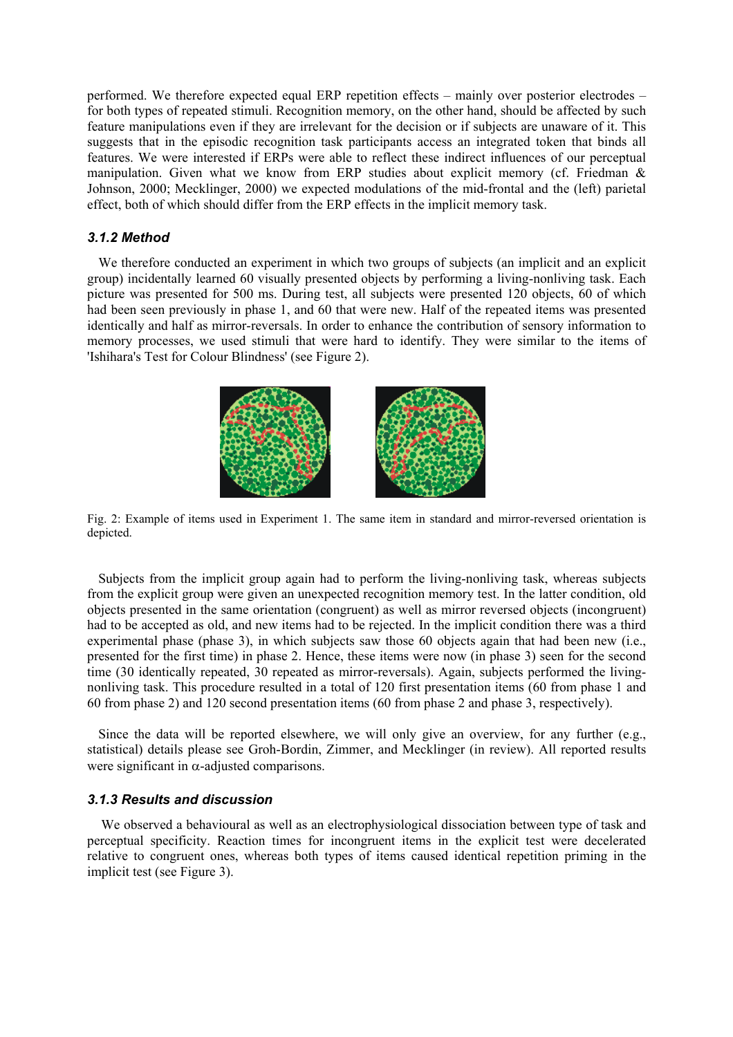performed. We therefore expected equal ERP repetition effects – mainly over posterior electrodes – for both types of repeated stimuli. Recognition memory, on the other hand, should be affected by such feature manipulations even if they are irrelevant for the decision or if subjects are unaware of it. This suggests that in the episodic recognition task participants access an integrated token that binds all features. We were interested if ERPs were able to reflect these indirect influences of our perceptual manipulation. Given what we know from ERP studies about explicit memory (cf. Friedman & Johnson, 2000; Mecklinger, 2000) we expected modulations of the mid-frontal and the (left) parietal effect, both of which should differ from the ERP effects in the implicit memory task.

### *3.1.2 Method*

We therefore conducted an experiment in which two groups of subjects (an implicit and an explicit group) incidentally learned 60 visually presented objects by performing a living-nonliving task. Each picture was presented for 500 ms. During test, all subjects were presented 120 objects, 60 of which had been seen previously in phase 1, and 60 that were new. Half of the repeated items was presented identically and half as mirror-reversals. In order to enhance the contribution of sensory information to memory processes, we used stimuli that were hard to identify. They were similar to the items of 'Ishihara's Test for Colour Blindness' (see Figure 2).

Fig. 2: Example of items used in Experiment 1. The same item in standard and mirror-reversed orientation is depicted.

Subjects from the implicit group again had to perform the living-nonliving task, whereas subjects from the explicit group were given an unexpected recognition memory test. In the latter condition, old objects presented in the same orientation (congruent) as well as mirror reversed objects (incongruent) had to be accepted as old, and new items had to be rejected. In the implicit condition there was a third experimental phase (phase 3), in which subjects saw those 60 objects again that had been new (i.e., presented for the first time) in phase 2. Hence, these items were now (in phase 3) seen for the second time (30 identically repeated, 30 repeated as mirror-reversals). Again, subjects performed the living-nonliving task. This procedure resulted in a total of 120 first presentation items (60 from phase 1 and 60 from phase 2) and 120 second presentation items (60 from phase 2 and phase 3, respectively).

Since the data will be reported elsewhere, we will only give an overview, for any further (e.g., statistical) details please see Groh-Bordin, Zimmer, and Mecklinger (in review). All reported results were significant in $\alpha$-adjusted comparisons.

### *3.1.3 Results and discussion*

We observed a behavioural as well as an electrophysiological dissociation between type of task and perceptual specificity. Reaction times for incongruent items in the explicit test were decelerated relative to congruent ones, whereas both types of items caused identical repetition priming in the implicit test (see Figure 3).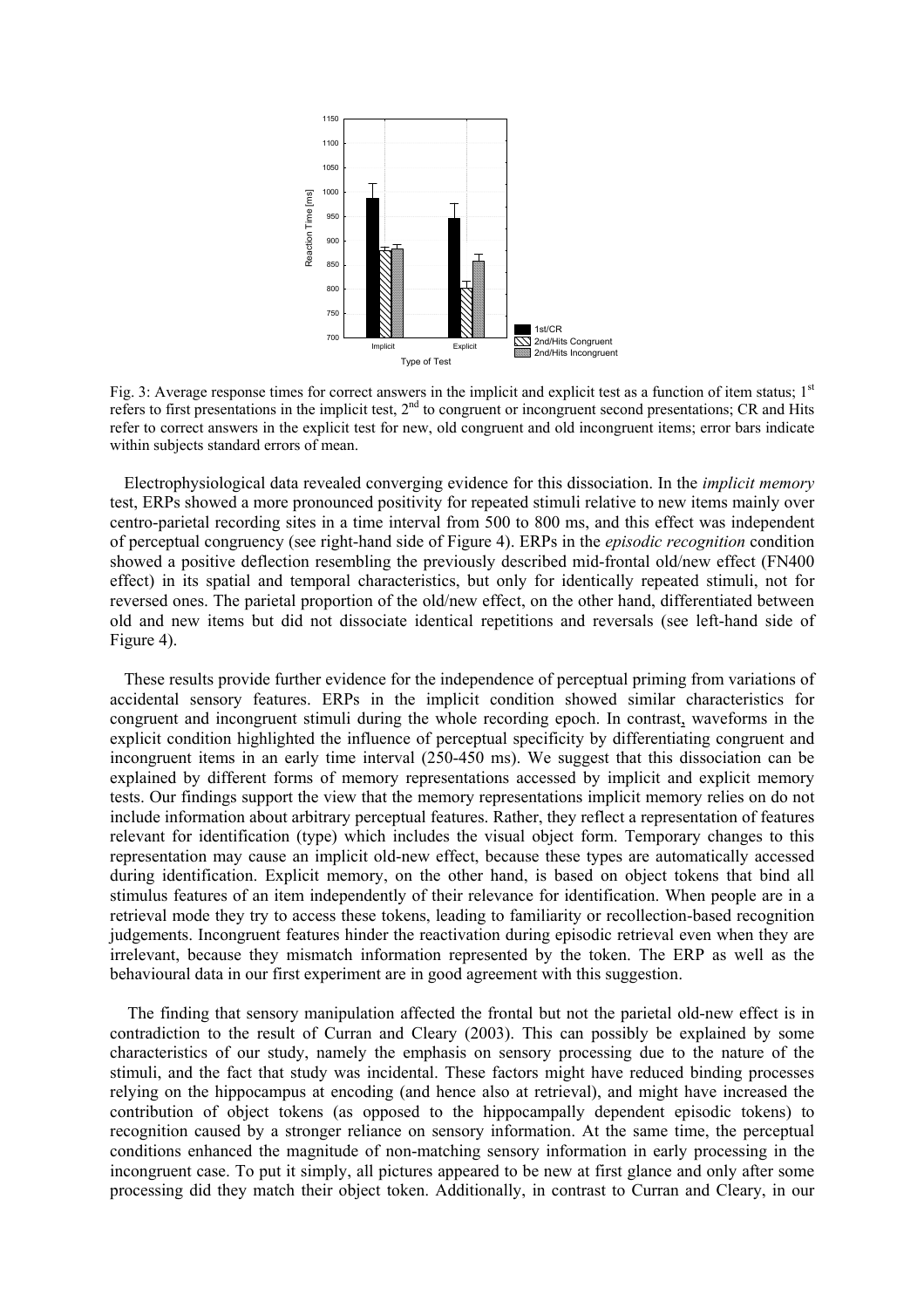Fig. 3: Average response times for correct answers in the implicit and explicit test as a function of item status; 1[st] refers to first presentations in the implicit test, 2[nd] to congruent or incongruent second presentations; CR and Hits refer to correct answers in the explicit test for new, old congruent and old incongruent items; error bars indicate within subjects standard errors of mean.

Electrophysiological data revealed converging evidence for this dissociation. In the *implicit memory* test, ERPs showed a more pronounced positivity for repeated stimuli relative to new items mainly over centro-parietal recording sites in a time interval from 500 to 800 ms, and this effect was independent of perceptual congruency (see right-hand side of Figure 4). ERPs in the *episodic recognition* condition showed a positive deflection resembling the previously described mid-frontal old/new effect (FN400 effect) in its spatial and temporal characteristics, but only for identically repeated stimuli, not for reversed ones. The parietal proportion of the old/new effect, on the other hand, differentiated between old and new items but did not dissociate identical repetitions and reversals (see left-hand side of Figure 4).

These results provide further evidence for the independence of perceptual priming from variations of accidental sensory features. ERPs in the implicit condition showed similar characteristics for congruent and incongruent stimuli during the whole recording epoch. In contrast, waveforms in the explicit condition highlighted the influence of perceptual specificity by differentiating congruent and incongruent items in an early time interval (250-450 ms). We suggest that this dissociation can be explained by different forms of memory representations accessed by implicit and explicit memory tests. Our findings support the view that the memory representations implicit memory relies on do not include information about arbitrary perceptual features. Rather, they reflect a representation of features relevant for identification (type) which includes the visual object form. Temporary changes to this representation may cause an implicit old-new effect, because these types are automatically accessed during identification. Explicit memory, on the other hand, is based on object tokens that bind all stimulus features of an item independently of their relevance for identification. When people are in a retrieval mode they try to access these tokens, leading to familiarity or recollection-based recognition judgements. Incongruent features hinder the reactivation during episodic retrieval even when they are irrelevant, because they mismatch information represented by the token. The ERP as well as the behavioural data in our first experiment are in good agreement with this suggestion.

The finding that sensory manipulation affected the frontal but not the parietal old-new effect is in contradiction to the result of Curran and Cleary (2003). This can possibly be explained by some characteristics of our study, namely the emphasis on sensory processing due to the nature of the stimuli, and the fact that study was incidental. These factors might have reduced binding processes relying on the hippocampus at encoding (and hence also at retrieval), and might have increased the contribution of object tokens (as opposed to the hippocampally dependent episodic tokens) to recognition caused by a stronger reliance on sensory information. At the same time, the perceptual conditions enhanced the magnitude of non-matching sensory information in early processing in the incongruent case. To put it simply, all pictures appeared to be new at first glance and only after some processing did they match their object token. Additionally, in contrast to Curran and Cleary, in our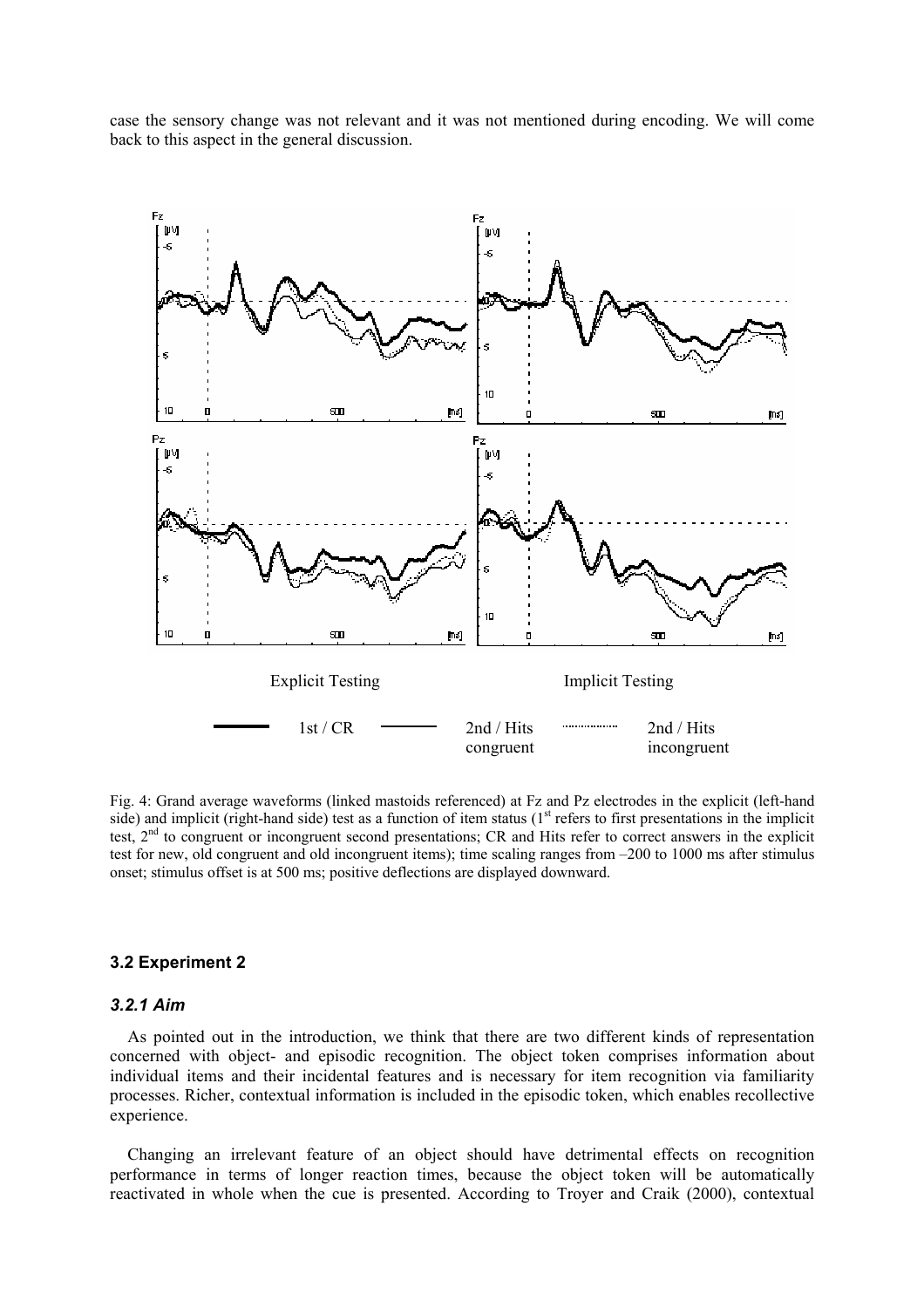case the sensory change was not relevant and it was not mentioned during encoding. We will come back to this aspect in the general discussion.

Explicit Testing | Implicit Testing

1st / CR — 2nd / Hits congruent — 2nd / Hits incongruent

Fig. 4: Grand average waveforms (linked mastoids referenced) at Fz and Pz electrodes in the explicit (left-hand side) and implicit (right-hand side) test as a function of item status (1[st] refers to first presentations in the implicit test, 2[nd] to congruent or incongruent second presentations; CR and Hits refer to correct answers in the explicit test for new, old congruent and old incongruent items); time scaling ranges from –200 to 1000 ms after stimulus onset; stimulus offset is at 500 ms; positive deflections are displayed downward.

### 3.2 Experiment 2

#### *3.2.1 Aim*

As pointed out in the introduction, we think that there are two different kinds of representation concerned with object- and episodic recognition. The object token comprises information about individual items and their incidental features and is necessary for item recognition via familiarity processes. Richer, contextual information is included in the episodic token, which enables recollective experience.

Changing an irrelevant feature of an object should have detrimental effects on recognition performance in terms of longer reaction times, because the object token will be automatically reactivated in whole when the cue is presented. According to Troyer and Craik (2000), contextual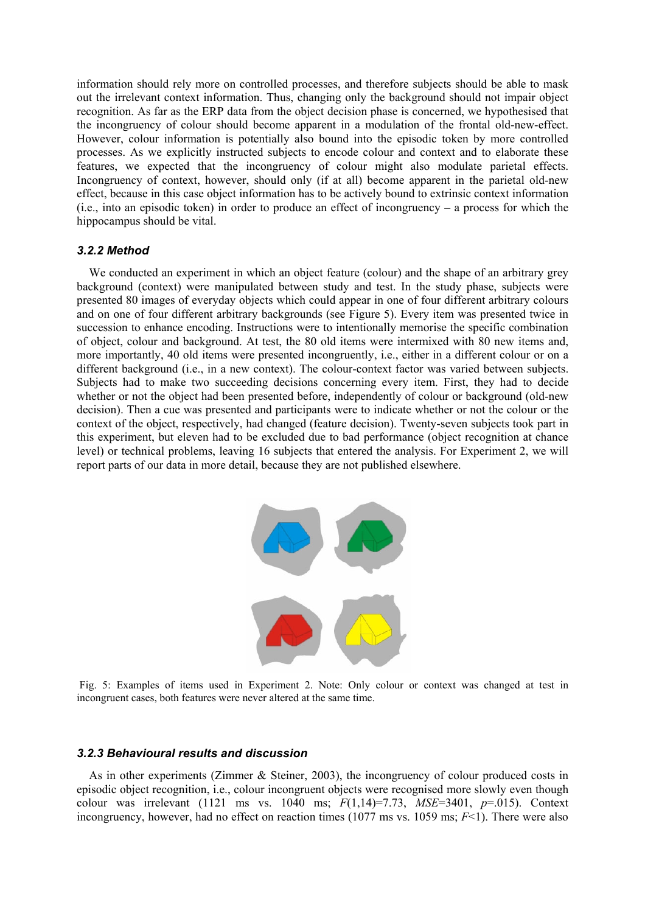information should rely more on controlled processes, and therefore subjects should be able to mask out the irrelevant context information. Thus, changing only the background should not impair object recognition. As far as the ERP data from the object decision phase is concerned, we hypothesised that the incongruency of colour should become apparent in a modulation of the frontal old-new-effect. However, colour information is potentially also bound into the episodic token by more controlled processes. As we explicitly instructed subjects to encode colour and context and to elaborate these features, we expected that the incongruency of colour might also modulate parietal effects. Incongruency of context, however, should only (if at all) become apparent in the parietal old-new effect, because in this case object information has to be actively bound to extrinsic context information (i.e., into an episodic token) in order to produce an effect of incongruency – a process for which the hippocampus should be vital.

### *3.2.2 Method*

We conducted an experiment in which an object feature (colour) and the shape of an arbitrary grey background (context) were manipulated between study and test. In the study phase, subjects were presented 80 images of everyday objects which could appear in one of four different arbitrary colours and on one of four different arbitrary backgrounds (see Figure 5). Every item was presented twice in succession to enhance encoding. Instructions were to intentionally memorise the specific combination of object, colour and background. At test, the 80 old items were intermixed with 80 new items and, more importantly, 40 old items were presented incongruently, i.e., either in a different colour or on a different background (i.e., in a new context). The colour-context factor was varied between subjects. Subjects had to make two succeeding decisions concerning every item. First, they had to decide whether or not the object had been presented before, independently of colour or background (old-new decision). Then a cue was presented and participants were to indicate whether or not the colour or the context of the object, respectively, had changed (feature decision). Twenty-seven subjects took part in this experiment, but eleven had to be excluded due to bad performance (object recognition at chance level) or technical problems, leaving 16 subjects that entered the analysis. For Experiment 2, we will report parts of our data in more detail, because they are not published elsewhere.

Fig. 5: Examples of items used in Experiment 2. Note: Only colour or context was changed at test in incongruent cases, both features were never altered at the same time.

### *3.2.3 Behavioural results and discussion*

As in other experiments (Zimmer & Steiner, 2003), the incongruency of colour produced costs in episodic object recognition, i.e., colour incongruent objects were recognised more slowly even though colour was irrelevant (1121 ms vs. 1040 ms; $F(1,14)=7.73$, $MSE=3401$, $p=.015$). Context incongruency, however, had no effect on reaction times (1077 ms vs. 1059 ms; $F<1$). There were also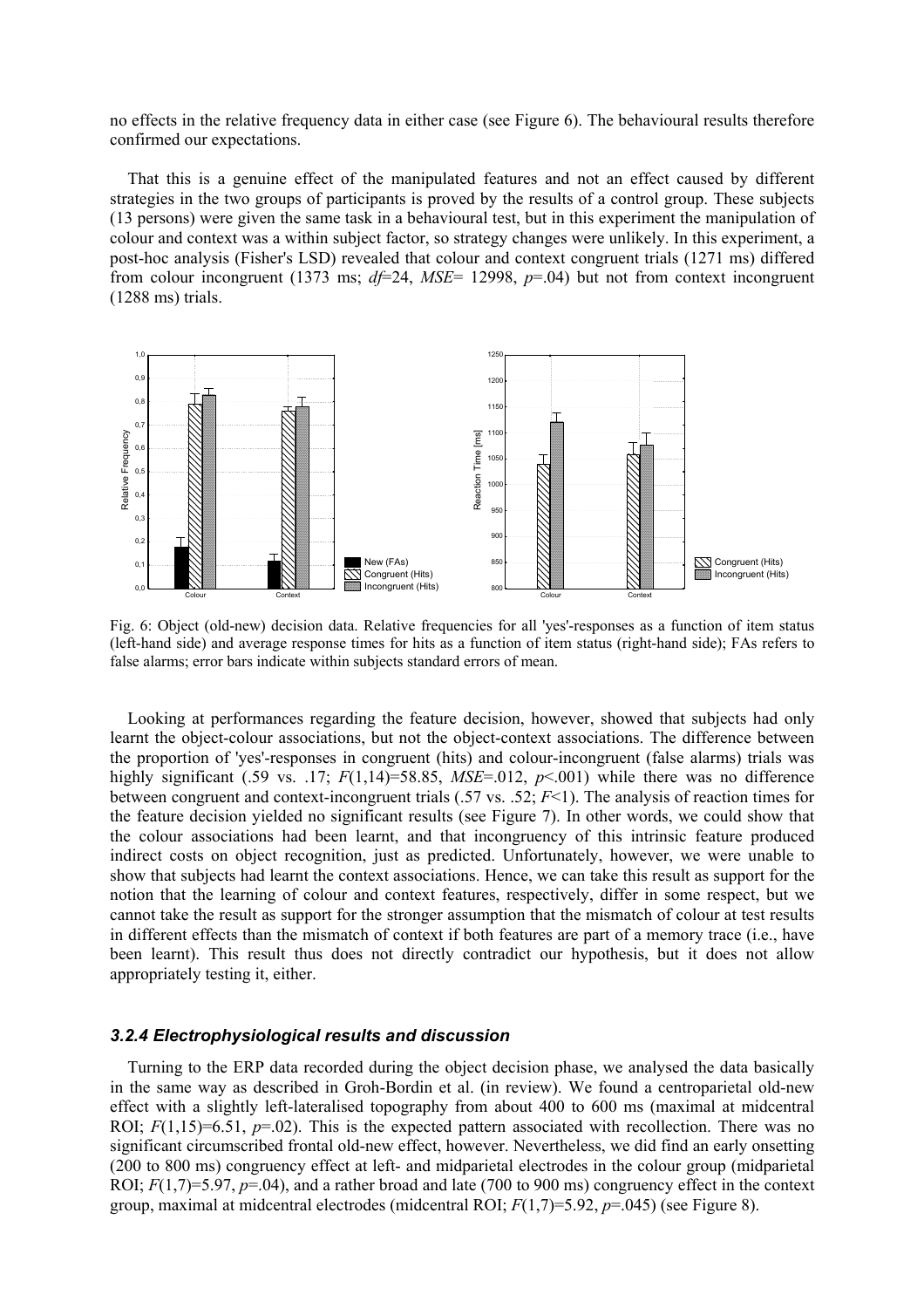no effects in the relative frequency data in either case (see Figure 6). The behavioural results therefore confirmed our expectations.

That this is a genuine effect of the manipulated features and not an effect caused by different strategies in the two groups of participants is proved by the results of a control group. These subjects (13 persons) were given the same task in a behavioural test, but in this experiment the manipulation of colour and context was a within subject factor, so strategy changes were unlikely. In this experiment, a post-hoc analysis (Fisher's LSD) revealed that colour and context congruent trials (1271 ms) differed from colour incongruent (1373 ms; $df$=24, $MSE$= 12998, $p$=.04) but not from context incongruent (1288 ms) trials.

Fig. 6: Object (old-new) decision data. Relative frequencies for all 'yes'-responses as a function of item status (left-hand side) and average response times for hits as a function of item status (right-hand side); FAs refers to false alarms; error bars indicate within subjects standard errors of mean.

Looking at performances regarding the feature decision, however, showed that subjects had only learnt the object-colour associations, but not the object-context associations. The difference between the proportion of 'yes'-responses in congruent (hits) and colour-incongruent (false alarms) trials was highly significant (.59 vs. .17; $F(1,14)$=58.85, $MSE$=.012, $p$<.001) while there was no difference between congruent and context-incongruent trials (.57 vs. .52; $F$<1). The analysis of reaction times for the feature decision yielded no significant results (see Figure 7). In other words, we could show that the colour associations had been learnt, and that incongruency of this intrinsic feature produced indirect costs on object recognition, just as predicted. Unfortunately, however, we were unable to show that subjects had learnt the context associations. Hence, we can take this result as support for the notion that the learning of colour and context features, respectively, differ in some respect, but we cannot take the result as support for the stronger assumption that the mismatch of colour at test results in different effects than the mismatch of context if both features are part of a memory trace (i.e., have been learnt). This result thus does not directly contradict our hypothesis, but it does not allow appropriately testing it, either.

### *3.2.4 Electrophysiological results and discussion*

Turning to the ERP data recorded during the object decision phase, we analysed the data basically in the same way as described in Groh-Bordin et al. (in review). We found a centroparietal old-new effect with a slightly left-lateralised topography from about 400 to 600 ms (maximal at midcentral ROI; $F(1,15)$=6.51, $p$=.02). This is the expected pattern associated with recollection. There was no significant circumscribed frontal old-new effect, however. Nevertheless, we did find an early onsetting (200 to 800 ms) congruency effect at left- and midparietal electrodes in the colour group (midparietal ROI; $F(1,7)$=5.97, $p$=.04), and a rather broad and late (700 to 900 ms) congruency effect in the context group, maximal at midcentral electrodes (midcentral ROI; $F(1,7)$=5.92, $p$=.045) (see Figure 8).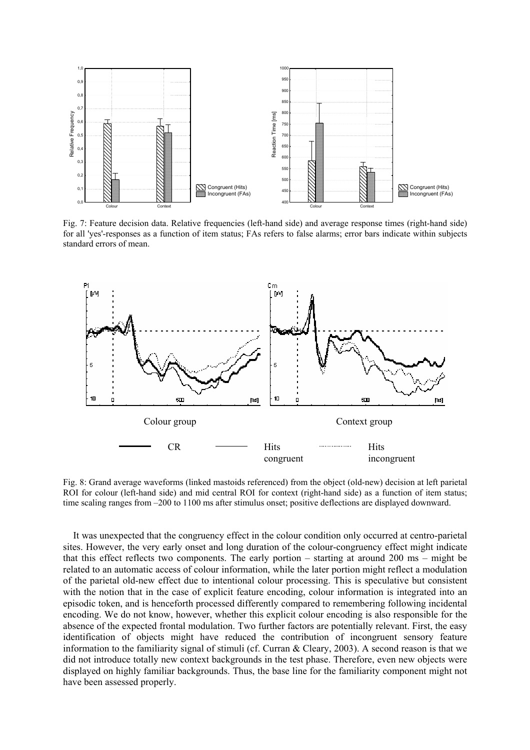Fig. 7: Feature decision data. Relative frequencies (left-hand side) and average response times (right-hand side) for all 'yes'-responses as a function of item status; FAs refers to false alarms; error bars indicate within subjects standard errors of mean.

Fig. 8: Grand average waveforms (linked mastoids referenced) from the object (old-new) decision at left parietal ROI for colour (left-hand side) and mid central ROI for context (right-hand side) as a function of item status; time scaling ranges from –200 to 1100 ms after stimulus onset; positive deflections are displayed downward.

It was unexpected that the congruency effect in the colour condition only occurred at centro-parietal sites. However, the very early onset and long duration of the colour-congruency effect might indicate that this effect reflects two components. The early portion – starting at around 200 ms – might be related to an automatic access of colour information, while the later portion might reflect a modulation of the parietal old-new effect due to intentional colour processing. This is speculative but consistent with the notion that in the case of explicit feature encoding, colour information is integrated into an episodic token, and is henceforth processed differently compared to remembering following incidental encoding. We do not know, however, whether this explicit colour encoding is also responsible for the absence of the expected frontal modulation. Two further factors are potentially relevant. First, the easy identification of objects might have reduced the contribution of incongruent sensory feature information to the familiarity signal of stimuli (cf. Curran & Cleary, 2003). A second reason is that we did not introduce totally new context backgrounds in the test phase. Therefore, even new objects were displayed on highly familiar backgrounds. Thus, the base line for the familiarity component might not have been assessed properly.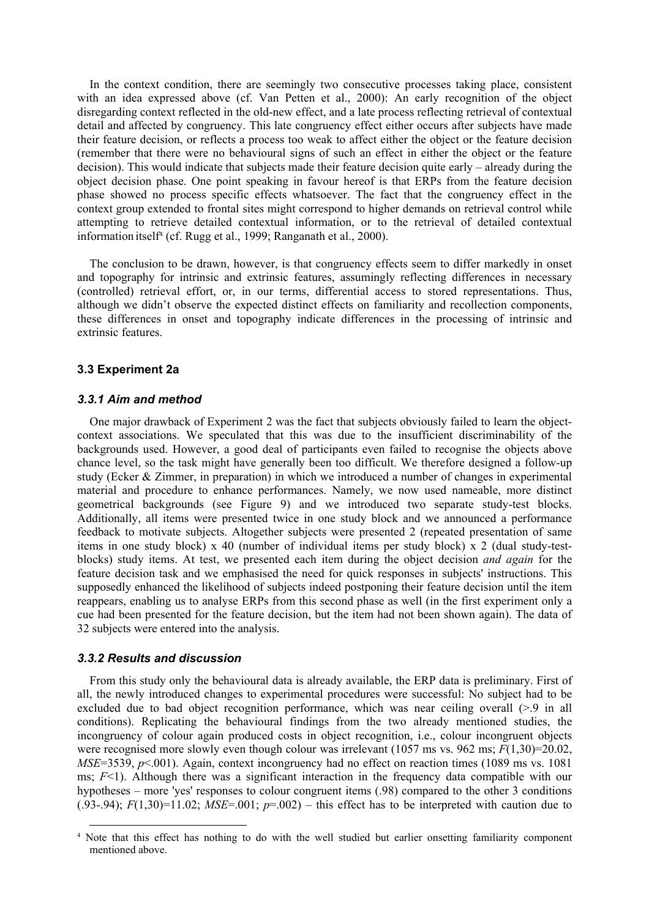In the context condition, there are seemingly two consecutive processes taking place, consistent with an idea expressed above (cf. Van Petten et al., 2000): An early recognition of the object disregarding context reflected in the old-new effect, and a late process reflecting retrieval of contextual detail and affected by congruency. This late congruency effect either occurs after subjects have made their feature decision, or reflects a process too weak to affect either the object or the feature decision (remember that there were no behavioural signs of such an effect in either the object or the feature decision). This would indicate that subjects made their feature decision quite early – already during the object decision phase. One point speaking in favour hereof is that ERPs from the feature decision phase showed no process specific effects whatsoever. The fact that the congruency effect in the context group extended to frontal sites might correspond to higher demands on retrieval control while attempting to retrieve detailed contextual information, or to the retrieval of detailed contextual information itself[4] (cf. Rugg et al., 1999; Ranganath et al., 2000).

The conclusion to be drawn, however, is that congruency effects seem to differ markedly in onset and topography for intrinsic and extrinsic features, assumingly reflecting differences in necessary (controlled) retrieval effort, or, in our terms, differential access to stored representations. Thus, although we didn't observe the expected distinct effects on familiarity and recollection components, these differences in onset and topography indicate differences in the processing of intrinsic and extrinsic features.

### 3.3 Experiment 2a

#### *3.3.1 Aim and method*

One major drawback of Experiment 2 was the fact that subjects obviously failed to learn the object-context associations. We speculated that this was due to the insufficient discriminability of the backgrounds used. However, a good deal of participants even failed to recognise the objects above chance level, so the task might have generally been too difficult. We therefore designed a follow-up study (Ecker & Zimmer, in preparation) in which we introduced a number of changes in experimental material and procedure to enhance performances. Namely, we now used nameable, more distinct geometrical backgrounds (see Figure 9) and we introduced two separate study-test blocks. Additionally, all items were presented twice in one study block and we announced a performance feedback to motivate subjects. Altogether subjects were presented 2 (repeated presentation of same items in one study block) x 40 (number of individual items per study block) x 2 (dual study-test-blocks) study items. At test, we presented each item during the object decision *and again* for the feature decision task and we emphasised the need for quick responses in subjects' instructions. This supposedly enhanced the likelihood of subjects indeed postponing their feature decision until the item reappears, enabling us to analyse ERPs from this second phase as well (in the first experiment only a cue had been presented for the feature decision, but the item had not been shown again). The data of 32 subjects were entered into the analysis.

#### *3.3.2 Results and discussion*

From this study only the behavioural data is already available, the ERP data is preliminary. First of all, the newly introduced changes to experimental procedures were successful: No subject had to be excluded due to bad object recognition performance, which was near ceiling overall (>.9 in all conditions). Replicating the behavioural findings from the two already mentioned studies, the incongruency of colour again produced costs in object recognition, i.e., colour incongruent objects were recognised more slowly even though colour was irrelevant (1057 ms vs. 962 ms; $F(1,30)=20.02$, $MSE=3539$, $p<.001$). Again, context incongruency had no effect on reaction times (1089 ms vs. 1081 ms; $F<1$). Although there was a significant interaction in the frequency data compatible with our hypotheses – more 'yes' responses to colour congruent items (.98) compared to the other 3 conditions (.93-.94); $F(1,30)=11.02$; $MSE=.001$; $p=.002$) – this effect has to be interpreted with caution due to

[4] Note that this effect has nothing to do with the well studied but earlier onsetting familiarity component mentioned above.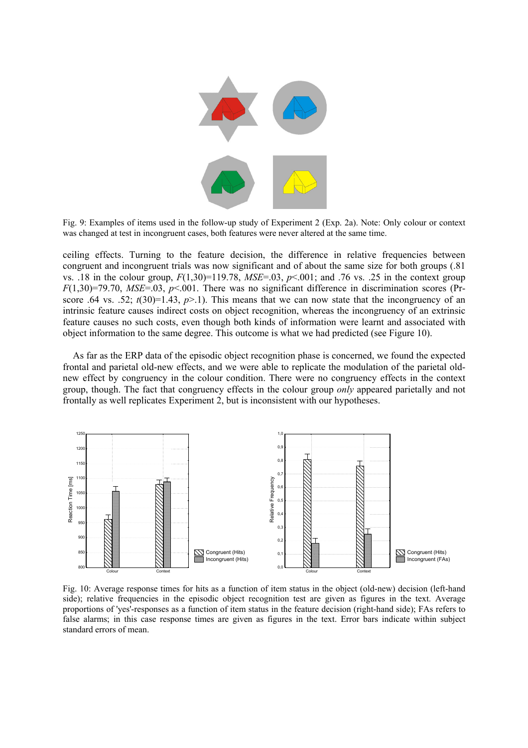Fig. 9: Examples of items used in the follow-up study of Experiment 2 (Exp. 2a). Note: Only colour or context was changed at test in incongruent cases, both features were never altered at the same time.

ceiling effects. Turning to the feature decision, the difference in relative frequencies between congruent and incongruent trials was now significant and of about the same size for both groups (.81 vs. .18 in the colour group, $F(1,30)=119.78$, $MSE=.03$, $p<.001$; and .76 vs. .25 in the context group $F(1,30)=79.70$, $MSE=.03$, $p<.001$. There was no significant difference in discrimination scores (Pr-score .64 vs. .52; $t(30)=1.43$, $p>.1$). This means that we can now state that the incongruency of an intrinsic feature causes indirect costs on object recognition, whereas the incongruency of an extrinsic feature causes no such costs, even though both kinds of information were learnt and associated with object information to the same degree. This outcome is what we had predicted (see Figure 10).

As far as the ERP data of the episodic object recognition phase is concerned, we found the expected frontal and parietal old-new effects, and we were able to replicate the modulation of the parietal old-new effect by congruency in the colour condition. There were no congruency effects in the context group, though. The fact that congruency effects in the colour group *only* appeared parietally and not frontally as well replicates Experiment 2, but is inconsistent with our hypotheses.

Fig. 10: Average response times for hits as a function of item status in the object (old-new) decision (left-hand side); relative frequencies in the episodic object recognition test are given as figures in the text. Average proportions of 'yes'-responses as a function of item status in the feature decision (right-hand side); FAs refers to false alarms; in this case response times are given as figures in the text. Error bars indicate within subject standard errors of mean.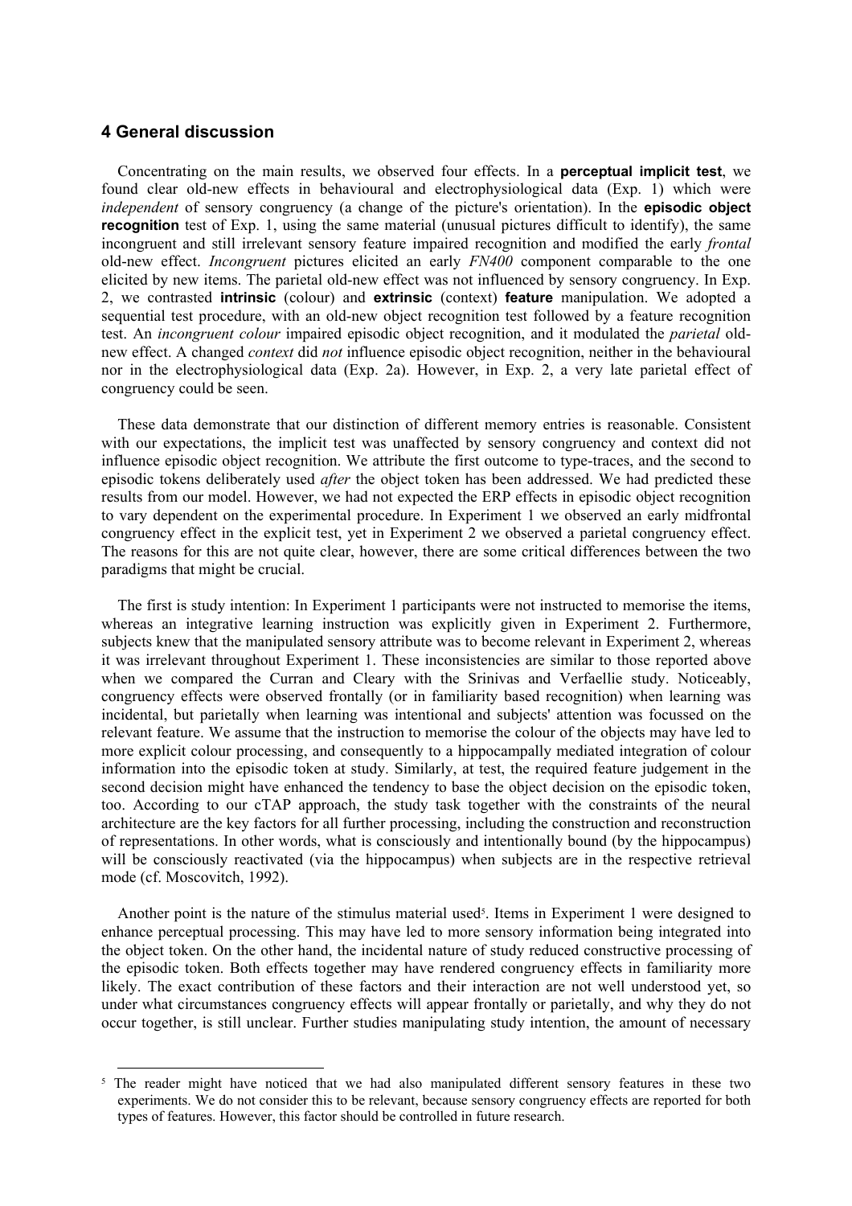## 4 General discussion

Concentrating on the main results, we observed four effects. In a **perceptual implicit test**, we found clear old-new effects in behavioural and electrophysiological data (Exp. 1) which were *independent* of sensory congruency (a change of the picture's orientation). In the **episodic object recognition** test of Exp. 1, using the same material (unusual pictures difficult to identify), the same incongruent and still irrelevant sensory feature impaired recognition and modified the early *frontal* old-new effect. *Incongruent* pictures elicited an early *FN400* component comparable to the one elicited by new items. The parietal old-new effect was not influenced by sensory congruency. In Exp. 2, we contrasted **intrinsic** (colour) and **extrinsic** (context) **feature** manipulation. We adopted a sequential test procedure, with an old-new object recognition test followed by a feature recognition test. An *incongruent colour* impaired episodic object recognition, and it modulated the *parietal* old-new effect. A changed *context* did *not* influence episodic object recognition, neither in the behavioural nor in the electrophysiological data (Exp. 2a). However, in Exp. 2, a very late parietal effect of congruency could be seen.

These data demonstrate that our distinction of different memory entries is reasonable. Consistent with our expectations, the implicit test was unaffected by sensory congruency and context did not influence episodic object recognition. We attribute the first outcome to type-traces, and the second to episodic tokens deliberately used *after* the object token has been addressed. We had predicted these results from our model. However, we had not expected the ERP effects in episodic object recognition to vary dependent on the experimental procedure. In Experiment 1 we observed an early midfrontal congruency effect in the explicit test, yet in Experiment 2 we observed a parietal congruency effect. The reasons for this are not quite clear, however, there are some critical differences between the two paradigms that might be crucial.

The first is study intention: In Experiment 1 participants were not instructed to memorise the items, whereas an integrative learning instruction was explicitly given in Experiment 2. Furthermore, subjects knew that the manipulated sensory attribute was to become relevant in Experiment 2, whereas it was irrelevant throughout Experiment 1. These inconsistencies are similar to those reported above when we compared the Curran and Cleary with the Srinivas and Verfaellie study. Noticeably, congruency effects were observed frontally (or in familiarity based recognition) when learning was incidental, but parietally when learning was intentional and subjects' attention was focussed on the relevant feature. We assume that the instruction to memorise the colour of the objects may have led to more explicit colour processing, and consequently to a hippocampally mediated integration of colour information into the episodic token at study. Similarly, at test, the required feature judgement in the second decision might have enhanced the tendency to base the object decision on the episodic token, too. According to our cTAP approach, the study task together with the constraints of the neural architecture are the key factors for all further processing, including the construction and reconstruction of representations. In other words, what is consciously and intentionally bound (by the hippocampus) will be consciously reactivated (via the hippocampus) when subjects are in the respective retrieval mode (cf. Moscovitch, 1992).

Another point is the nature of the stimulus material used[5]. Items in Experiment 1 were designed to enhance perceptual processing. This may have led to more sensory information being integrated into the object token. On the other hand, the incidental nature of study reduced constructive processing of the episodic token. Both effects together may have rendered congruency effects in familiarity more likely. The exact contribution of these factors and their interaction are not well understood yet, so under what circumstances congruency effects will appear frontally or parietally, and why they do not occur together, is still unclear. Further studies manipulating study intention, the amount of necessary

[5] The reader might have noticed that we had also manipulated different sensory features in these two experiments. We do not consider this to be relevant, because sensory congruency effects are reported for both types of features. However, this factor should be controlled in future research.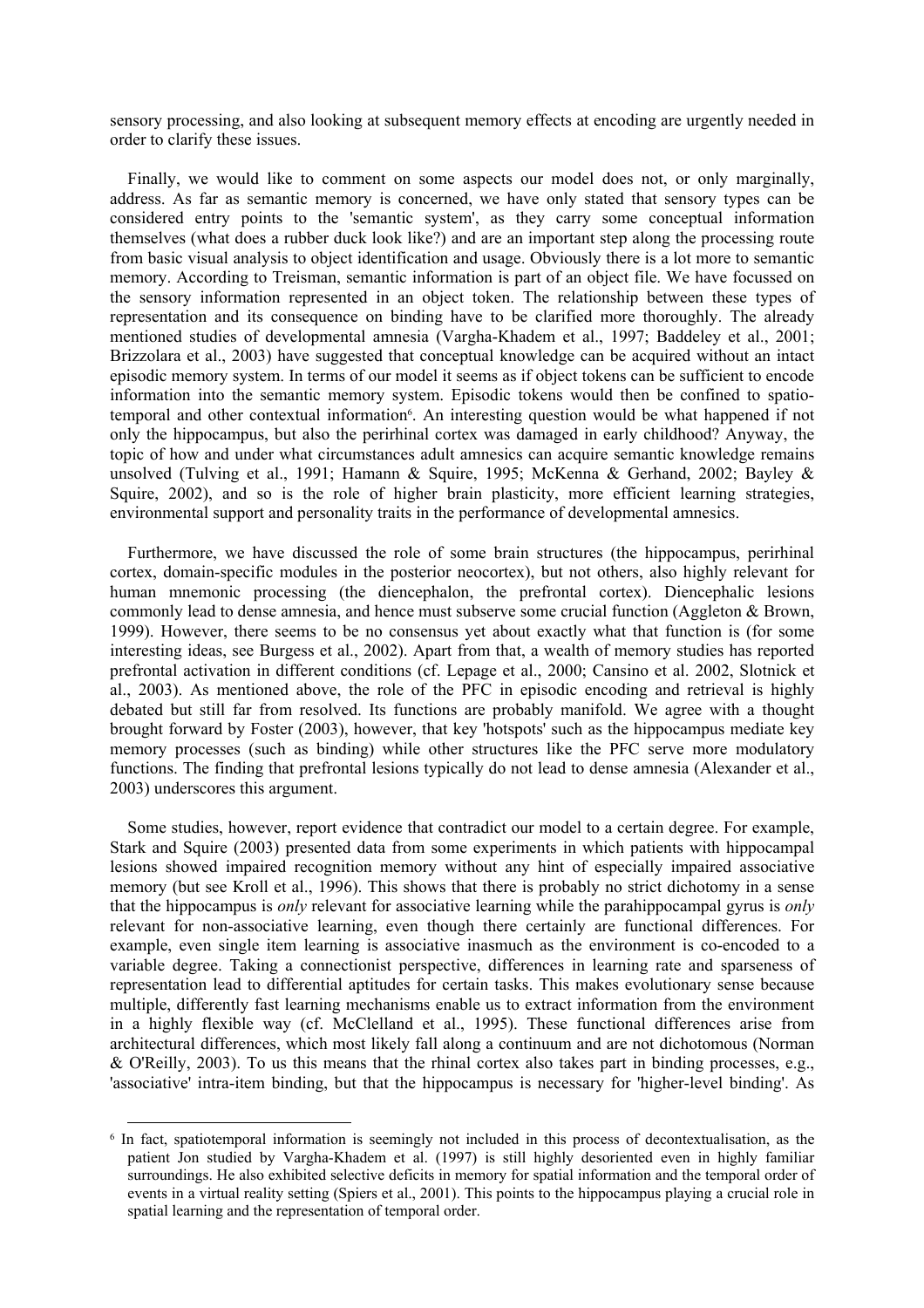sensory processing, and also looking at subsequent memory effects at encoding are urgently needed in order to clarify these issues.

Finally, we would like to comment on some aspects our model does not, or only marginally, address. As far as semantic memory is concerned, we have only stated that sensory types can be considered entry points to the 'semantic system', as they carry some conceptual information themselves (what does a rubber duck look like?) and are an important step along the processing route from basic visual analysis to object identification and usage. Obviously there is a lot more to semantic memory. According to Treisman, semantic information is part of an object file. We have focussed on the sensory information represented in an object token. The relationship between these types of representation and its consequence on binding have to be clarified more thoroughly. The already mentioned studies of developmental amnesia (Vargha-Khadem et al., 1997; Baddeley et al., 2001; Brizzolara et al., 2003) have suggested that conceptual knowledge can be acquired without an intact episodic memory system. In terms of our model it seems as if object tokens can be sufficient to encode information into the semantic memory system. Episodic tokens would then be confined to spatio-temporal and other contextual information[6]. An interesting question would be what happened if not only the hippocampus, but also the perirhinal cortex was damaged in early childhood? Anyway, the topic of how and under what circumstances adult amnesics can acquire semantic knowledge remains unsolved (Tulving et al., 1991; Hamann & Squire, 1995; McKenna & Gerhand, 2002; Bayley & Squire, 2002), and so is the role of higher brain plasticity, more efficient learning strategies, environmental support and personality traits in the performance of developmental amnesics.

Furthermore, we have discussed the role of some brain structures (the hippocampus, perirhinal cortex, domain-specific modules in the posterior neocortex), but not others, also highly relevant for human mnemonic processing (the diencephalon, the prefrontal cortex). Diencephalic lesions commonly lead to dense amnesia, and hence must subserve some crucial function (Aggleton & Brown, 1999). However, there seems to be no consensus yet about exactly what that function is (for some interesting ideas, see Burgess et al., 2002). Apart from that, a wealth of memory studies has reported prefrontal activation in different conditions (cf. Lepage et al., 2000; Cansino et al. 2002, Slotnick et al., 2003). As mentioned above, the role of the PFC in episodic encoding and retrieval is highly debated but still far from resolved. Its functions are probably manifold. We agree with a thought brought forward by Foster (2003), however, that key 'hotspots' such as the hippocampus mediate key memory processes (such as binding) while other structures like the PFC serve more modulatory functions. The finding that prefrontal lesions typically do not lead to dense amnesia (Alexander et al., 2003) underscores this argument.

Some studies, however, report evidence that contradict our model to a certain degree. For example, Stark and Squire (2003) presented data from some experiments in which patients with hippocampal lesions showed impaired recognition memory without any hint of especially impaired associative memory (but see Kroll et al., 1996). This shows that there is probably no strict dichotomy in a sense that the hippocampus is *only* relevant for associative learning while the parahippocampal gyrus is *only* relevant for non-associative learning, even though there certainly are functional differences. For example, even single item learning is associative inasmuch as the environment is co-encoded to a variable degree. Taking a connectionist perspective, differences in learning rate and sparseness of representation lead to differential aptitudes for certain tasks. This makes evolutionary sense because multiple, differently fast learning mechanisms enable us to extract information from the environment in a highly flexible way (cf. McClelland et al., 1995). These functional differences arise from architectural differences, which most likely fall along a continuum and are not dichotomous (Norman & O'Reilly, 2003). To us this means that the rhinal cortex also takes part in binding processes, e.g., 'associative' intra-item binding, but that the hippocampus is necessary for 'higher-level binding'. As

[6] In fact, spatiotemporal information is seemingly not included in this process of decontextualisation, as the patient Jon studied by Vargha-Khadem et al. (1997) is still highly desoriented even in highly familiar surroundings. He also exhibited selective deficits in memory for spatial information and the temporal order of events in a virtual reality setting (Spiers et al., 2001). This points to the hippocampus playing a crucial role in spatial learning and the representation of temporal order.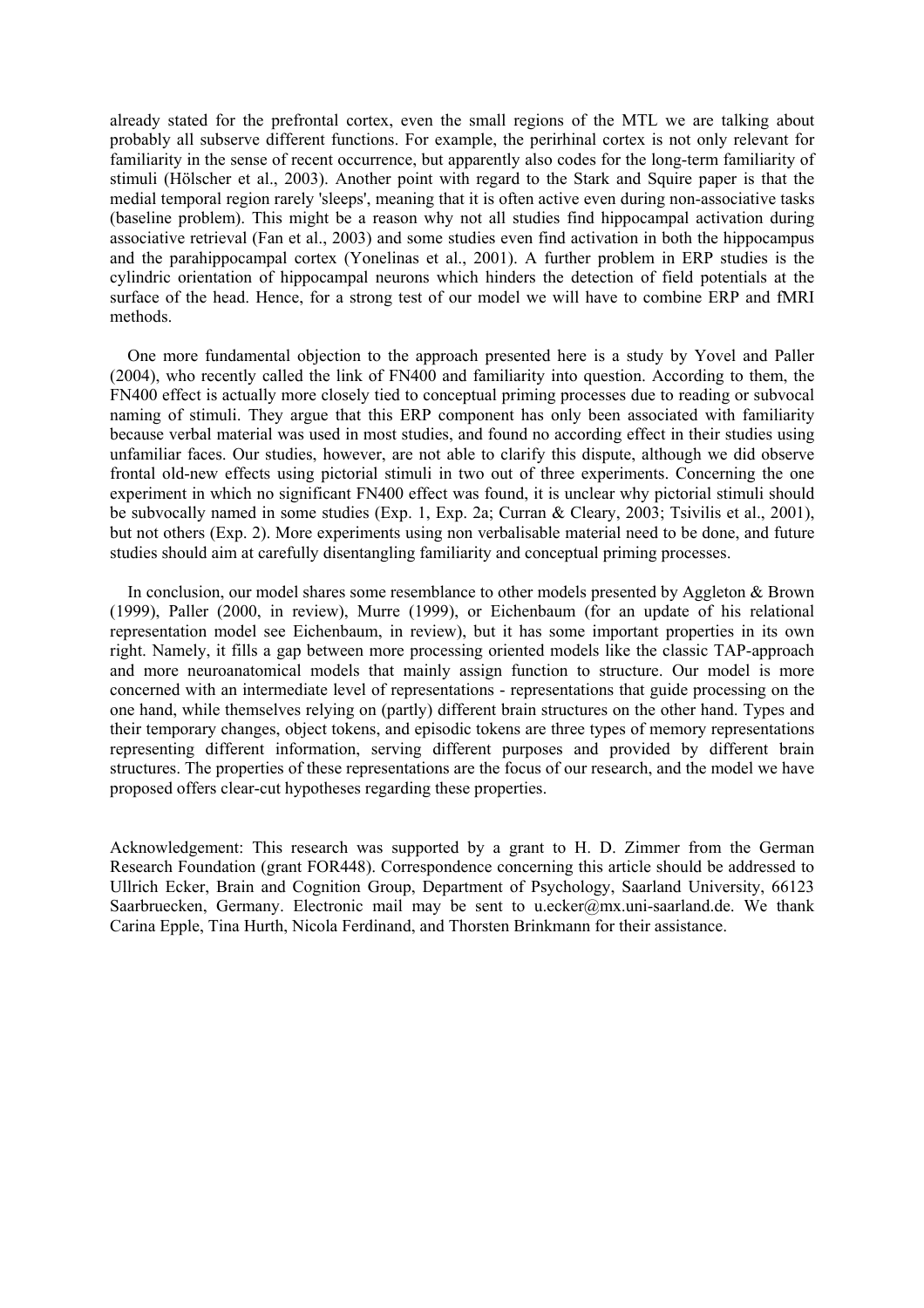already stated for the prefrontal cortex, even the small regions of the MTL we are talking about probably all subserve different functions. For example, the perirhinal cortex is not only relevant for familiarity in the sense of recent occurrence, but apparently also codes for the long-term familiarity of stimuli (Hölscher et al., 2003). Another point with regard to the Stark and Squire paper is that the medial temporal region rarely 'sleeps', meaning that it is often active even during non-associative tasks (baseline problem). This might be a reason why not all studies find hippocampal activation during associative retrieval (Fan et al., 2003) and some studies even find activation in both the hippocampus and the parahippocampal cortex (Yonelinas et al., 2001). A further problem in ERP studies is the cylindric orientation of hippocampal neurons which hinders the detection of field potentials at the surface of the head. Hence, for a strong test of our model we will have to combine ERP and fMRI methods.

One more fundamental objection to the approach presented here is a study by Yovel and Paller (2004), who recently called the link of FN400 and familiarity into question. According to them, the FN400 effect is actually more closely tied to conceptual priming processes due to reading or subvocal naming of stimuli. They argue that this ERP component has only been associated with familiarity because verbal material was used in most studies, and found no according effect in their studies using unfamiliar faces. Our studies, however, are not able to clarify this dispute, although we did observe frontal old-new effects using pictorial stimuli in two out of three experiments. Concerning the one experiment in which no significant FN400 effect was found, it is unclear why pictorial stimuli should be subvocally named in some studies (Exp. 1, Exp. 2a; Curran & Cleary, 2003; Tsivilis et al., 2001), but not others (Exp. 2). More experiments using non verbalisable material need to be done, and future studies should aim at carefully disentangling familiarity and conceptual priming processes.

In conclusion, our model shares some resemblance to other models presented by Aggleton & Brown (1999), Paller (2000, in review), Murre (1999), or Eichenbaum (for an update of his relational representation model see Eichenbaum, in review), but it has some important properties in its own right. Namely, it fills a gap between more processing oriented models like the classic TAP-approach and more neuroanatomical models that mainly assign function to structure. Our model is more concerned with an intermediate level of representations - representations that guide processing on the one hand, while themselves relying on (partly) different brain structures on the other hand. Types and their temporary changes, object tokens, and episodic tokens are three types of memory representations representing different information, serving different purposes and provided by different brain structures. The properties of these representations are the focus of our research, and the model we have proposed offers clear-cut hypotheses regarding these properties.

Acknowledgement: This research was supported by a grant to H. D. Zimmer from the German Research Foundation (grant FOR448). Correspondence concerning this article should be addressed to Ullrich Ecker, Brain and Cognition Group, Department of Psychology, Saarland University, 66123 Saarbruecken, Germany. Electronic mail may be sent to u.ecker@mx.uni-saarland.de. We thank Carina Epple, Tina Hurth, Nicola Ferdinand, and Thorsten Brinkmann for their assistance.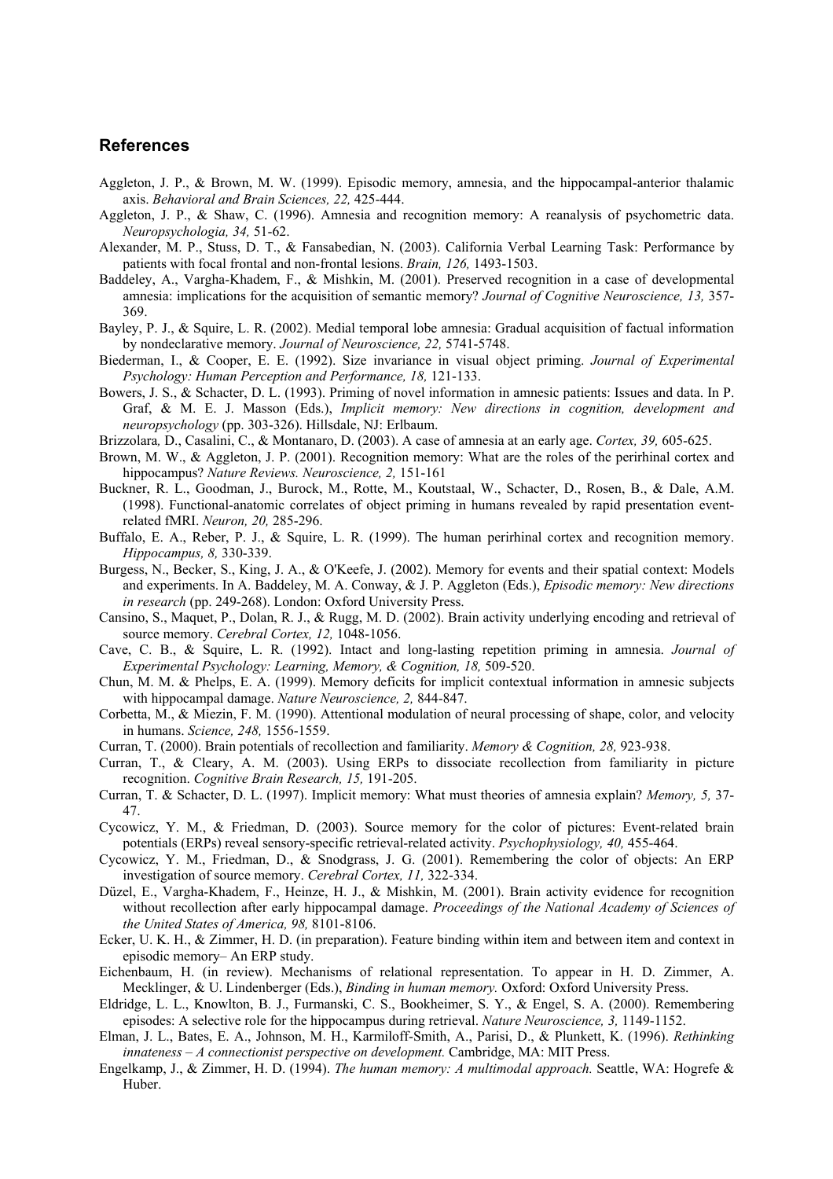## References

Aggleton, J. P., & Brown, M. W. (1999). Episodic memory, amnesia, and the hippocampal-anterior thalamic axis. *Behavioral and Brain Sciences, 22,* 425-444.

Aggleton, J. P., & Shaw, C. (1996). Amnesia and recognition memory: A reanalysis of psychometric data. *Neuropsychologia, 34,* 51-62.

Alexander, M. P., Stuss, D. T., & Fansabedian, N. (2003). California Verbal Learning Task: Performance by patients with focal frontal and non-frontal lesions. *Brain, 126,* 1493-1503.

Baddeley, A., Vargha-Khadem, F., & Mishkin, M. (2001). Preserved recognition in a case of developmental amnesia: implications for the acquisition of semantic memory? *Journal of Cognitive Neuroscience, 13,* 357-369.

Bayley, P. J., & Squire, L. R. (2002). Medial temporal lobe amnesia: Gradual acquisition of factual information by nondeclarative memory. *Journal of Neuroscience, 22,* 5741-5748.

Biederman, I., & Cooper, E. E. (1992). Size invariance in visual object priming. *Journal of Experimental Psychology: Human Perception and Performance, 18,* 121-133.

Bowers, J. S., & Schacter, D. L. (1993). Priming of novel information in amnesic patients: Issues and data. In P. Graf, & M. E. J. Masson (Eds.), *Implicit memory: New directions in cognition, development and neuropsychology* (pp. 303-326). Hillsdale, NJ: Erlbaum.

Brizzolara, D., Casalini, C., & Montanaro, D. (2003). A case of amnesia at an early age. *Cortex, 39,* 605-625.

Brown, M. W., & Aggleton, J. P. (2001). Recognition memory: What are the roles of the perirhinal cortex and hippocampus? *Nature Reviews. Neuroscience, 2,* 151-161

Buckner, R. L., Goodman, J., Burock, M., Rotte, M., Koutstaal, W., Schacter, D., Rosen, B., & Dale, A.M. (1998). Functional-anatomic correlates of object priming in humans revealed by rapid presentation event-related fMRI. *Neuron, 20,* 285-296.

Buffalo, E. A., Reber, P. J., & Squire, L. R. (1999). The human perirhinal cortex and recognition memory. *Hippocampus, 8,* 330-339.

Burgess, N., Becker, S., King, J. A., & O'Keefe, J. (2002). Memory for events and their spatial context: Models and experiments. In A. Baddeley, M. A. Conway, & J. P. Aggleton (Eds.), *Episodic memory: New directions in research* (pp. 249-268). London: Oxford University Press.

Cansino, S., Maquet, P., Dolan, R. J., & Rugg, M. D. (2002). Brain activity underlying encoding and retrieval of source memory. *Cerebral Cortex, 12,* 1048-1056.

Cave, C. B., & Squire, L. R. (1992). Intact and long-lasting repetition priming in amnesia. *Journal of Experimental Psychology: Learning, Memory, & Cognition, 18,* 509-520.

Chun, M. M. & Phelps, E. A. (1999). Memory deficits for implicit contextual information in amnesic subjects with hippocampal damage. *Nature Neuroscience, 2,* 844-847.

Corbetta, M., & Miezin, F. M. (1990). Attentional modulation of neural processing of shape, color, and velocity in humans. *Science, 248,* 1556-1559.

Curran, T. (2000). Brain potentials of recollection and familiarity. *Memory & Cognition, 28,* 923-938.

Curran, T., & Cleary, A. M. (2003). Using ERPs to dissociate recollection from familiarity in picture recognition. *Cognitive Brain Research, 15,* 191-205.

Curran, T. & Schacter, D. L. (1997). Implicit memory: What must theories of amnesia explain? *Memory, 5,* 37-47.

Cycowicz, Y. M., & Friedman, D. (2003). Source memory for the color of pictures: Event-related brain potentials (ERPs) reveal sensory-specific retrieval-related activity. *Psychophysiology, 40,* 455-464.

Cycowicz, Y. M., Friedman, D., & Snodgrass, J. G. (2001). Remembering the color of objects: An ERP investigation of source memory. *Cerebral Cortex, 11,* 322-334.

Düzel, E., Vargha-Khadem, F., Heinze, H. J., & Mishkin, M. (2001). Brain activity evidence for recognition without recollection after early hippocampal damage. *Proceedings of the National Academy of Sciences of the United States of America, 98,* 8101-8106.

Ecker, U. K. H., & Zimmer, H. D. (in preparation). Feature binding within item and between item and context in episodic memory– An ERP study.

Eichenbaum, H. (in review). Mechanisms of relational representation. To appear in H. D. Zimmer, A. Mecklinger, & U. Lindenberger (Eds.), *Binding in human memory.* Oxford: Oxford University Press.

Eldridge, L. L., Knowlton, B. J., Furmanski, C. S., Bookheimer, S. Y., & Engel, S. A. (2000). Remembering episodes: A selective role for the hippocampus during retrieval. *Nature Neuroscience, 3,* 1149-1152.

Elman, J. L., Bates, E. A., Johnson, M. H., Karmiloff-Smith, A., Parisi, D., & Plunkett, K. (1996). *Rethinking innateness – A connectionist perspective on development.* Cambridge, MA: MIT Press.

Engelkamp, J., & Zimmer, H. D. (1994). *The human memory: A multimodal approach.* Seattle, WA: Hogrefe & Huber.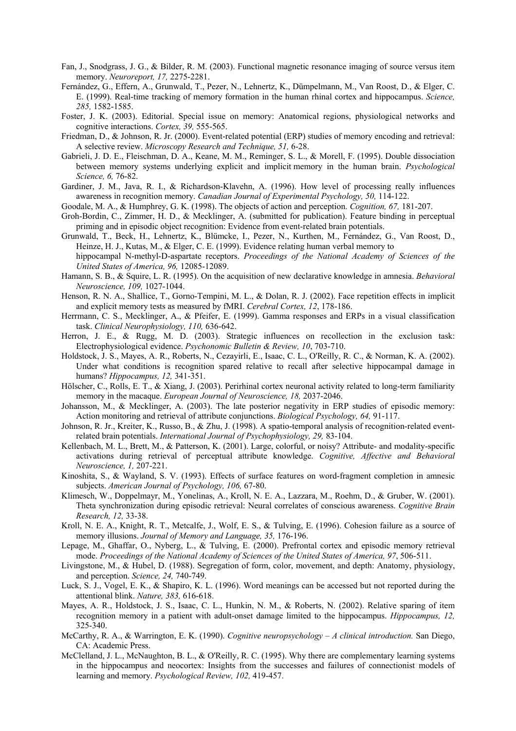Fan, J., Snodgrass, J. G., & Bilder, R. M. (2003). Functional magnetic resonance imaging of source versus item memory. *Neuroreport, 17,* 2275-2281.

Fernández, G., Effern, A., Grunwald, T., Pezer, N., Lehnertz, K., Dümpelmann, M., Van Roost, D., & Elger, C. E. (1999). Real-time tracking of memory formation in the human rhinal cortex and hippocampus. *Science, 285,* 1582-1585.

Foster, J. K. (2003). Editorial. Special issue on memory: Anatomical regions, physiological networks and cognitive interactions. *Cortex, 39,* 555-565.

Friedman, D., & Johnson, R. Jr. (2000). Event-related potential (ERP) studies of memory encoding and retrieval: A selective review. *Microscopy Research and Technique, 51,* 6-28.

Gabrieli, J. D. E., Fleischman, D. A., Keane, M. M., Reminger, S. L., & Morell, F. (1995). Double dissociation between memory systems underlying explicit and implicit memory in the human brain. *Psychological Science, 6,* 76-82.

Gardiner, J. M., Java, R. I., & Richardson-Klavehn, A. (1996). How level of processing really influences awareness in recognition memory. *Canadian Journal of Experimental Psychology, 50,* 114-122.

Goodale, M. A., & Humphrey, G. K. (1998). The objects of action and perception. *Cognition, 67,* 181-207.

Groh-Bordin, C., Zimmer, H. D., & Mecklinger, A. (submitted for publication). Feature binding in perceptual priming and in episodic object recognition: Evidence from event-related brain potentials.

Grunwald, T., Beck, H., Lehnertz, K., Blümcke, I., Pezer, N., Kurthen, M., Fernández, G., Van Roost, D., Heinze, H. J., Kutas, M., & Elger, C. E. (1999). Evidence relating human verbal memory to hippocampal N-methyl-D-aspartate receptors. *Proceedings of the National Academy of Sciences of the United States of America, 96,* 12085-12089.

Hamann, S. B., & Squire, L. R. (1995). On the acquisition of new declarative knowledge in amnesia. *Behavioral Neuroscience, 109,* 1027-1044.

Henson, R. N. A., Shallice, T., Gorno-Tempini, M. L., & Dolan, R. J. (2002). Face repetition effects in implicit and explicit memory tests as measured by fMRI. *Cerebral Cortex, 12*, 178-186.

Herrmann, C. S., Mecklinger, A., & Pfeifer, E. (1999). Gamma responses and ERPs in a visual classification task. *Clinical Neurophysiology, 110,* 636-642.

Herron, J. E., & Rugg, M. D. (2003). Strategic influences on recollection in the exclusion task: Electrophysiological evidence. *Psychonomic Bulletin & Review, 10*, 703-710.

Holdstock, J. S., Mayes, A. R., Roberts, N., Cezayirli, E., Isaac, C. L., O'Reilly, R. C., & Norman, K. A. (2002). Under what conditions is recognition spared relative to recall after selective hippocampal damage in humans? *Hippocampus, 12,* 341-351.

Hölscher, C., Rolls, E. T., & Xiang, J. (2003). Perirhinal cortex neuronal activity related to long-term familiarity memory in the macaque. *European Journal of Neuroscience, 18,* 2037-2046.

Johansson, M., & Mecklinger, A. (2003). The late posterior negativity in ERP studies of episodic memory: Action monitoring and retrieval of attribute conjunctions. *Biological Psychology, 64,* 91-117.

Johnson, R. Jr., Kreiter, K., Russo, B., & Zhu, J. (1998). A spatio-temporal analysis of recognition-related event-related brain potentials. *International Journal of Psychophysiology, 29,* 83-104.

Kellenbach, M. L., Brett, M., & Patterson, K. (2001). Large, colorful, or noisy? Attribute- and modality-specific activations during retrieval of perceptual attribute knowledge. *Cognitive, Affective and Behavioral Neuroscience, 1,* 207-221.

Kinoshita, S., & Wayland, S. V. (1993). Effects of surface features on word-fragment completion in amnesic subjects. *American Journal of Psychology, 106,* 67-80.

Klimesch, W., Doppelmayr, M., Yonelinas, A., Kroll, N. E. A., Lazzara, M., Roehm, D., & Gruber, W. (2001). Theta synchronization during episodic retrieval: Neural correlates of conscious awareness. *Cognitive Brain Research, 12,* 33-38.

Kroll, N. E. A., Knight, R. T., Metcalfe, J., Wolf, E. S., & Tulving, E. (1996). Cohesion failure as a source of memory illusions. *Journal of Memory and Language, 35,* 176-196.

Lepage, M., Ghaffar, O., Nyberg, L., & Tulving, E. (2000). Prefrontal cortex and episodic memory retrieval mode. *Proceedings of the National Academy of Sciences of the United States of America, 97*, 506-511.

Livingstone, M., & Hubel, D. (1988). Segregation of form, color, movement, and depth: Anatomy, physiology, and perception. *Science, 24,* 740-749.

Luck, S. J., Vogel, E. K., & Shapiro, K. L. (1996). Word meanings can be accessed but not reported during the attentional blink. *Nature, 383,* 616-618.

Mayes, A. R., Holdstock, J. S., Isaac, C. L., Hunkin, N. M., & Roberts, N. (2002). Relative sparing of item recognition memory in a patient with adult-onset damage limited to the hippocampus. *Hippocampus, 12,* 325-340.

McCarthy, R. A., & Warrington, E. K. (1990). *Cognitive neuropsychology – A clinical introduction.* San Diego, CA: Academic Press.

McClelland, J. L., McNaughton, B. L., & O'Reilly, R. C. (1995). Why there are complementary learning systems in the hippocampus and neocortex: Insights from the successes and failures of connectionist models of learning and memory. *Psychological Review, 102,* 419-457.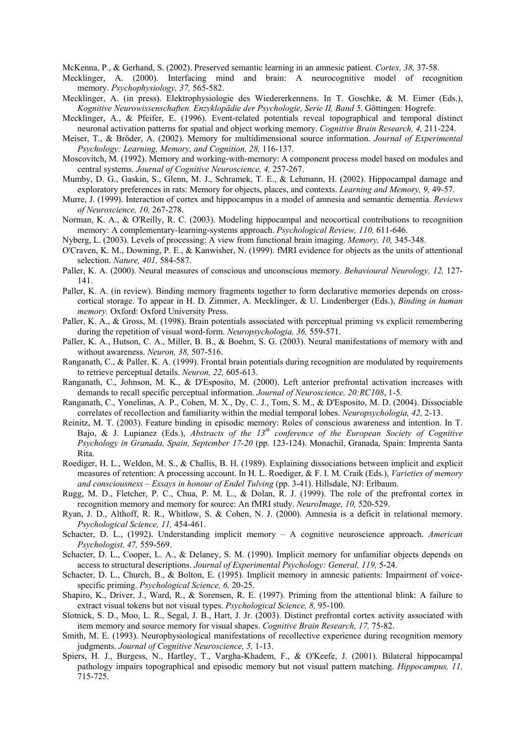McKenna, P., & Gerhand, S. (2002). Preserved semantic learning in an amnesic patient. *Cortex, 38,* 37-58.

Mecklinger, A. (2000). Interfacing mind and brain: A neurocognitive model of recognition memory. *Psychophysiology, 37,* 565-582.

Mecklinger, A. (in press). Elektrophysiologie des Wiedererkennens. In T. Goschke, & M. Eimer (Eds.), *Kognitive Neurowissenschaften. Enzyklopädie der Psychologie, Serie II, Band 5*. Göttingen: Hogrefe.

Mecklinger, A., & Pfeifer, E. (1996). Event-related potentials reveal topographical and temporal distinct neuronal activation patterns for spatial and object working memory. *Cognitive Brain Research, 4,* 211-224.

Meiser, T., & Bröder, A. (2002). Memory for multidimensional source information. *Journal of Experimental Psychology: Learning, Memory, and Cognition, 28,* 116-137.

Moscovitch, M. (1992). Memory and working-with-memory: A component process model based on modules and central systems. *Journal of Cognitive Neuroscience, 4,* 257-267.

Mumby, D. G., Gaskin, S., Glenn, M. J., Schramek, T. E., & Lehmann, H. (2002). Hippocampal damage and exploratory preferences in rats: Memory for objects, places, and contexts. *Learning and Memory, 9,* 49-57.

Murre, J. (1999). Interaction of cortex and hippocampus in a model of amnesia and semantic dementia. *Reviews of Neuroscience, 10,* 267-278.

Norman, K. A., & O'Reilly, R. C. (2003). Modeling hippocampal and neocortical contributions to recognition memory: A complementary-learning-systems approach. *Psychological Review, 110,* 611-646.

Nyberg, L. (2003). Levels of processing: A view from functional brain imaging. *Memory, 10,* 345-348.

O'Craven, K. M., Downing, P. E., & Kanwisher, N. (1999). fMRI evidence for objects as the units of attentional selection. *Nature, 401,* 584-587.

Paller, K. A. (2000). Neural measures of conscious and unconscious memory. *Behavioural Neurology, 12,* 127-141.

Paller, K. A. (in review). Binding memory fragments together to form declarative memories depends on cross-cortical storage. To appear in H. D. Zimmer, A. Mecklinger, & U. Lindenberger (Eds.), *Binding in human memory.* Oxford: Oxford University Press.

Paller, K. A., & Gross, M. (1998). Brain potentials associated with perceptual priming vs explicit remembering during the repetition of visual word-form. *Neuropsychologia, 36,* 559-571.

Paller, K. A., Hutson, C. A., Miller, B. B., & Boehm, S. G. (2003). Neural manifestations of memory with and without awareness. *Neuron, 38,* 507-516.

Ranganath, C., & Paller, K. A. (1999). Frontal brain potentials during recognition are modulated by requirements to retrieve perceptual details. *Neuron, 22,* 605-613.

Ranganath, C., Johnson, M. K., & D'Esposito, M. (2000). Left anterior prefrontal activation increases with demands to recall specific perceptual information. *Journal of Neuroscience, 20:RC108*, 1-5.

Ranganath, C., Yonelinas, A. P., Cohen, M. X., Dy, C. J., Tom, S. M., & D'Esposito, M. D. (2004). Dissociable correlates of recollection and familiarity within the medial temporal lobes. *Neuropsychologia, 42,* 2-13.

Reinitz, M. T. (2003). Feature binding in episodic memory: Roles of conscious awareness and intention. In T. Bajo, & J. Lupianez (Eds.), *Abstracts of the 13th conference of the European Society of Cognitive Psychology in Granada, Spain, September 17-20* (pp. 123-124). Monachil, Granada, Spain: Imprenta Santa Rita.

Roediger, H. L., Weldon, M. S., & Challis, B. H. (1989). Explaining dissociations between implicit and explicit measures of retention: A processing account. In H. L. Roediger, & F. I. M. Craik (Eds.), *Varieties of memory and consciousness – Essays in honour of Endel Tulving* (pp. 3-41). Hillsdale, NJ: Erlbaum.

Rugg, M. D., Fletcher, P. C., Chua, P. M. L., & Dolan, R. J. (1999). The role of the prefrontal cortex in recognition memory and memory for source: An fMRI study. *NeuroImage, 10,* 520-529.

Ryan, J. D., Althoff, R. R., Whitlow, S. & Cohen, N. J. (2000). Amnesia is a deficit in relational memory. *Psychological Science, 11,* 454-461.

Schacter, D. L., (1992). Understanding implicit memory – A cognitive neuroscience approach. *American Psychologist, 47,* 559-569.

Schacter, D. L., Cooper, L. A., & Delaney, S. M. (1990). Implicit memory for unfamiliar objects depends on access to structural descriptions. *Journal of Experimental Psychology: General, 119,* 5-24.

Schacter, D. L., Church, B., & Bolton, E. (1995). Implicit memory in amnesic patients: Impairment of voice-specific priming. *Psychological Science, 6,* 20-25.

Shapiro, K., Driver, J., Ward, R., & Sorensen, R. E. (1997). Priming from the attentional blink: A failure to extract visual tokens but not visual types. *Psychological Science, 8,* 95-100.

Slotnick, S. D., Moo, L. R., Segal, J. B., Hart, J. Jr. (2003). Distinct prefrontal cortex activity associated with item memory and source memory for visual shapes. *Cognitive Brain Research, 17,* 75-82.

Smith, M. E. (1993). Neurophysiological manifestations of recollective experience during recognition memory judgments. *Journal of Cognitive Neuroscience, 5,* 1-13.

Spiers, H. J., Burgess, N., Hartley, T., Vargha-Khadem, F., & O'Keefe, J. (2001). Bilateral hippocampal pathology impairs topographical and episodic memory but not visual pattern matching. *Hippocampus, 11,* 715-725.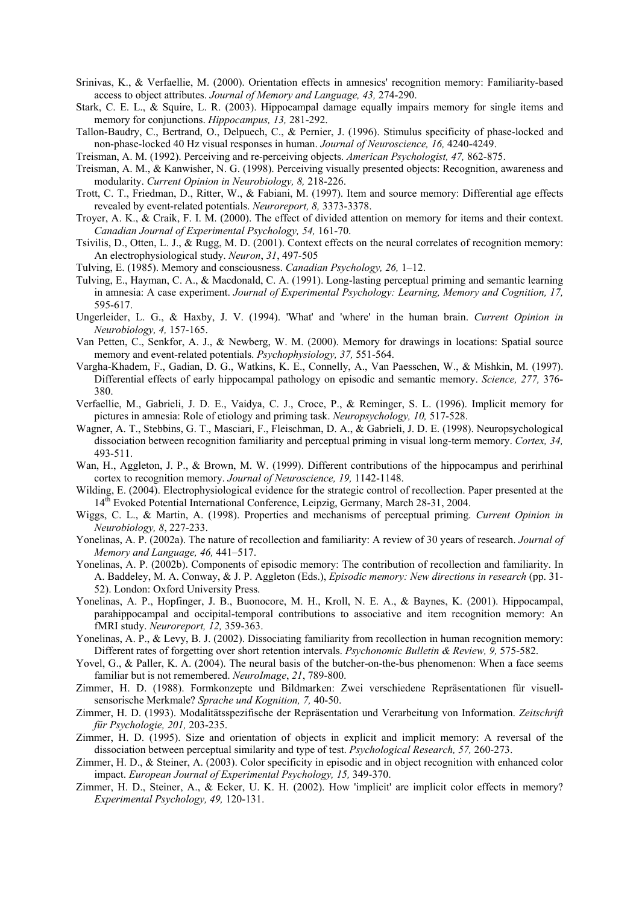Srinivas, K., & Verfaellie, M. (2000). Orientation effects in amnesics' recognition memory: Familiarity-based access to object attributes. *Journal of Memory and Language, 43,* 274-290.

Stark, C. E. L., & Squire, L. R. (2003). Hippocampal damage equally impairs memory for single items and memory for conjunctions. *Hippocampus, 13,* 281-292.

Tallon-Baudry, C., Bertrand, O., Delpuech, C., & Pernier, J. (1996). Stimulus specificity of phase-locked and non-phase-locked 40 Hz visual responses in human. *Journal of Neuroscience, 16,* 4240-4249.

Treisman, A. M. (1992). Perceiving and re-perceiving objects. *American Psychologist, 47,* 862-875.

Treisman, A. M., & Kanwisher, N. G. (1998). Perceiving visually presented objects: Recognition, awareness and modularity. *Current Opinion in Neurobiology, 8,* 218-226.

Trott, C. T., Friedman, D., Ritter, W., & Fabiani, M. (1997). Item and source memory: Differential age effects revealed by event-related potentials. *Neuroreport, 8,* 3373-3378.

Troyer, A. K., & Craik, F. I. M. (2000). The effect of divided attention on memory for items and their context. *Canadian Journal of Experimental Psychology, 54,* 161-70.

Tsivilis, D., Otten, L. J., & Rugg, M. D. (2001). Context effects on the neural correlates of recognition memory: An electrophysiological study. *Neuron*, *31*, 497-505

Tulving, E. (1985). Memory and consciousness. *Canadian Psychology, 26,* 1–12.

Tulving, E., Hayman, C. A., & Macdonald, C. A. (1991). Long-lasting perceptual priming and semantic learning in amnesia: A case experiment. *Journal of Experimental Psychology: Learning, Memory and Cognition, 17,* 595-617.

Ungerleider, L. G., & Haxby, J. V. (1994). 'What' and 'where' in the human brain. *Current Opinion in Neurobiology, 4,* 157-165.

Van Petten, C., Senkfor, A. J., & Newberg, W. M. (2000). Memory for drawings in locations: Spatial source memory and event-related potentials. *Psychophysiology, 37,* 551-564.

Vargha-Khadem, F., Gadian, D. G., Watkins, K. E., Connelly, A., Van Paesschen, W., & Mishkin, M. (1997). Differential effects of early hippocampal pathology on episodic and semantic memory. *Science, 277,* 376-380.

Verfaellie, M., Gabrieli, J. D. E., Vaidya, C. J., Croce, P., & Reminger, S. L. (1996). Implicit memory for pictures in amnesia: Role of etiology and priming task. *Neuropsychology, 10,* 517-528.

Wagner, A. T., Stebbins, G. T., Masciari, F., Fleischman, D. A., & Gabrieli, J. D. E. (1998). Neuropsychological dissociation between recognition familiarity and perceptual priming in visual long-term memory. *Cortex, 34,* 493-511.

Wan, H., Aggleton, J. P., & Brown, M. W. (1999). Different contributions of the hippocampus and perirhinal cortex to recognition memory. *Journal of Neuroscience, 19,* 1142-1148.

Wilding, E. (2004). Electrophysiological evidence for the strategic control of recollection. Paper presented at the 14th Evoked Potential International Conference, Leipzig, Germany, March 28-31, 2004.

Wiggs, C. L., & Martin, A. (1998). Properties and mechanisms of perceptual priming. *Current Opinion in Neurobiology, 8*, 227-233.

Yonelinas, A. P. (2002a). The nature of recollection and familiarity: A review of 30 years of research. *Journal of Memory and Language, 46,* 441–517.

Yonelinas, A. P. (2002b). Components of episodic memory: The contribution of recollection and familiarity. In A. Baddeley, M. A. Conway, & J. P. Aggleton (Eds.), *Episodic memory: New directions in research* (pp. 31-52). London: Oxford University Press.

Yonelinas, A. P., Hopfinger, J. B., Buonocore, M. H., Kroll, N. E. A., & Baynes, K. (2001). Hippocampal, parahippocampal and occipital-temporal contributions to associative and item recognition memory: An fMRI study. *Neuroreport, 12,* 359-363.

Yonelinas, A. P., & Levy, B. J. (2002). Dissociating familiarity from recollection in human recognition memory: Different rates of forgetting over short retention intervals. *Psychonomic Bulletin & Review, 9,* 575-582.

Yovel, G., & Paller, K. A. (2004). The neural basis of the butcher-on-the-bus phenomenon: When a face seems familiar but is not remembered. *NeuroImage*, *21*, 789-800.

Zimmer, H. D. (1988). Formkonzepte und Bildmarken: Zwei verschiedene Repräsentationen für visuell-sensorische Merkmale? *Sprache und Kognition, 7,* 40-50.

Zimmer, H. D. (1993). Modalitätsspezifische der Repräsentation und Verarbeitung von Information. *Zeitschrift für Psychologie, 201,* 203-235.

Zimmer, H. D. (1995). Size and orientation of objects in explicit and implicit memory: A reversal of the dissociation between perceptual similarity and type of test. *Psychological Research, 57,* 260-273.

Zimmer, H. D., & Steiner, A. (2003). Color specificity in episodic and in object recognition with enhanced color impact. *European Journal of Experimental Psychology, 15,* 349-370.

Zimmer, H. D., Steiner, A., & Ecker, U. K. H. (2002). How 'implicit' are implicit color effects in memory? *Experimental Psychology, 49,* 120-131.